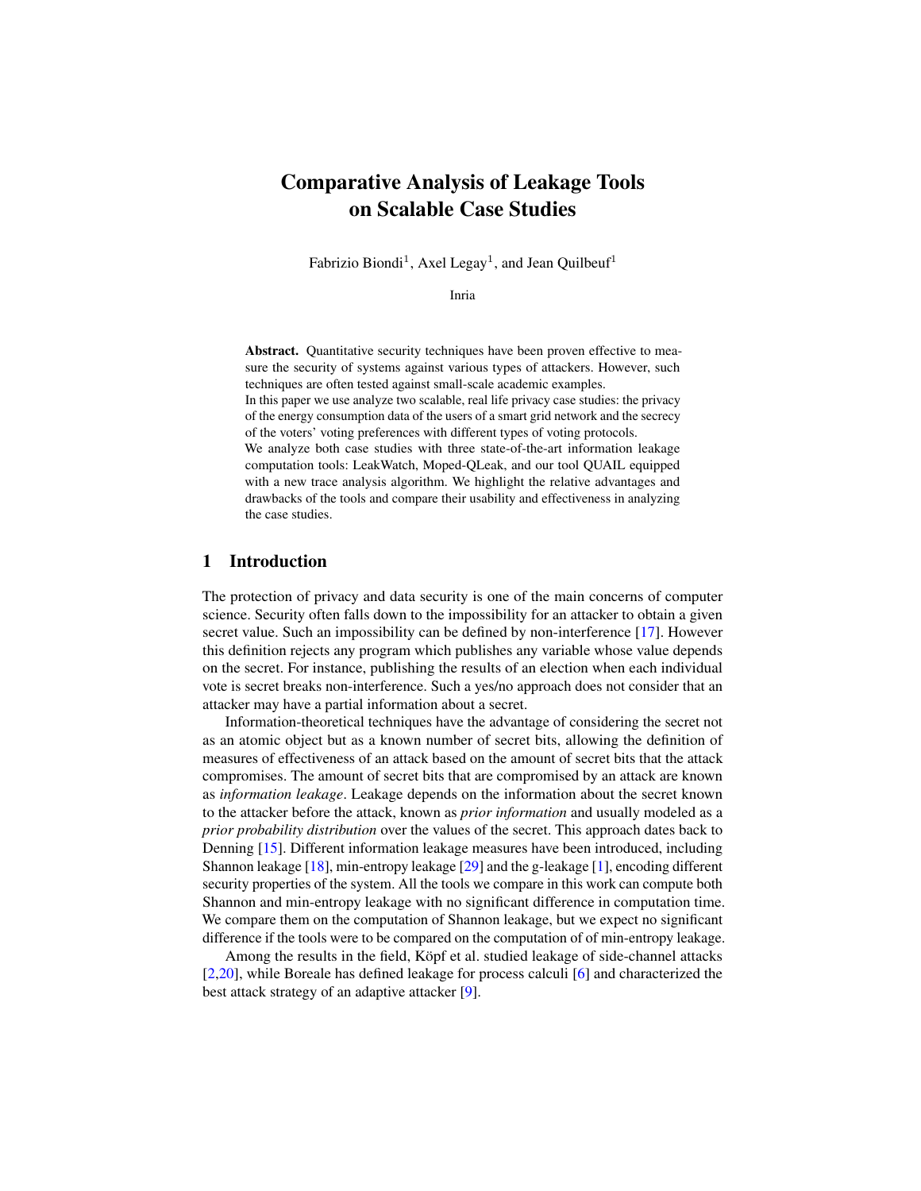# Comparative Analysis of Leakage Tools on Scalable Case Studies

Fabrizio Biondi[1], Axel Legay[1], and Jean Quilbeuf[1]

Inria

**Abstract.** Quantitative security techniques have been proven effective to measure the security of systems against various types of attackers. However, such techniques are often tested against small-scale academic examples.
In this paper we use analyze two scalable, real life privacy case studies: the privacy of the energy consumption data of the users of a smart grid network and the secrecy of the voters' voting preferences with different types of voting protocols.
We analyze both case studies with three state-of-the-art information leakage computation tools: LeakWatch, Moped-QLeak, and our tool QUAIL equipped with a new trace analysis algorithm. We highlight the relative advantages and drawbacks of the tools and compare their usability and effectiveness in analyzing the case studies.

## 1 Introduction

The protection of privacy and data security is one of the main concerns of computer science. Security often falls down to the impossibility for an attacker to obtain a given secret value. Such an impossibility can be defined by non-interference [17]. However this definition rejects any program which publishes any variable whose value depends on the secret. For instance, publishing the results of an election when each individual vote is secret breaks non-interference. Such a yes/no approach does not consider that an attacker may have a partial information about a secret.

Information-theoretical techniques have the advantage of considering the secret not as an atomic object but as a known number of secret bits, allowing the definition of measures of effectiveness of an attack based on the amount of secret bits that the attack compromises. The amount of secret bits that are compromised by an attack are known as *information leakage*. Leakage depends on the information about the secret known to the attacker before the attack, known as *prior information* and usually modeled as a *prior probability distribution* over the values of the secret. This approach dates back to Denning [15]. Different information leakage measures have been introduced, including Shannon leakage [18], min-entropy leakage [29] and the g-leakage [1], encoding different security properties of the system. All the tools we compare in this work can compute both Shannon and min-entropy leakage with no significant difference in computation time. We compare them on the computation of Shannon leakage, but we expect no significant difference if the tools were to be compared on the computation of of min-entropy leakage.

Among the results in the field, Köpf et al. studied leakage of side-channel attacks [2,20], while Boreale has defined leakage for process calculi [6] and characterized the best attack strategy of an adaptive attacker [9].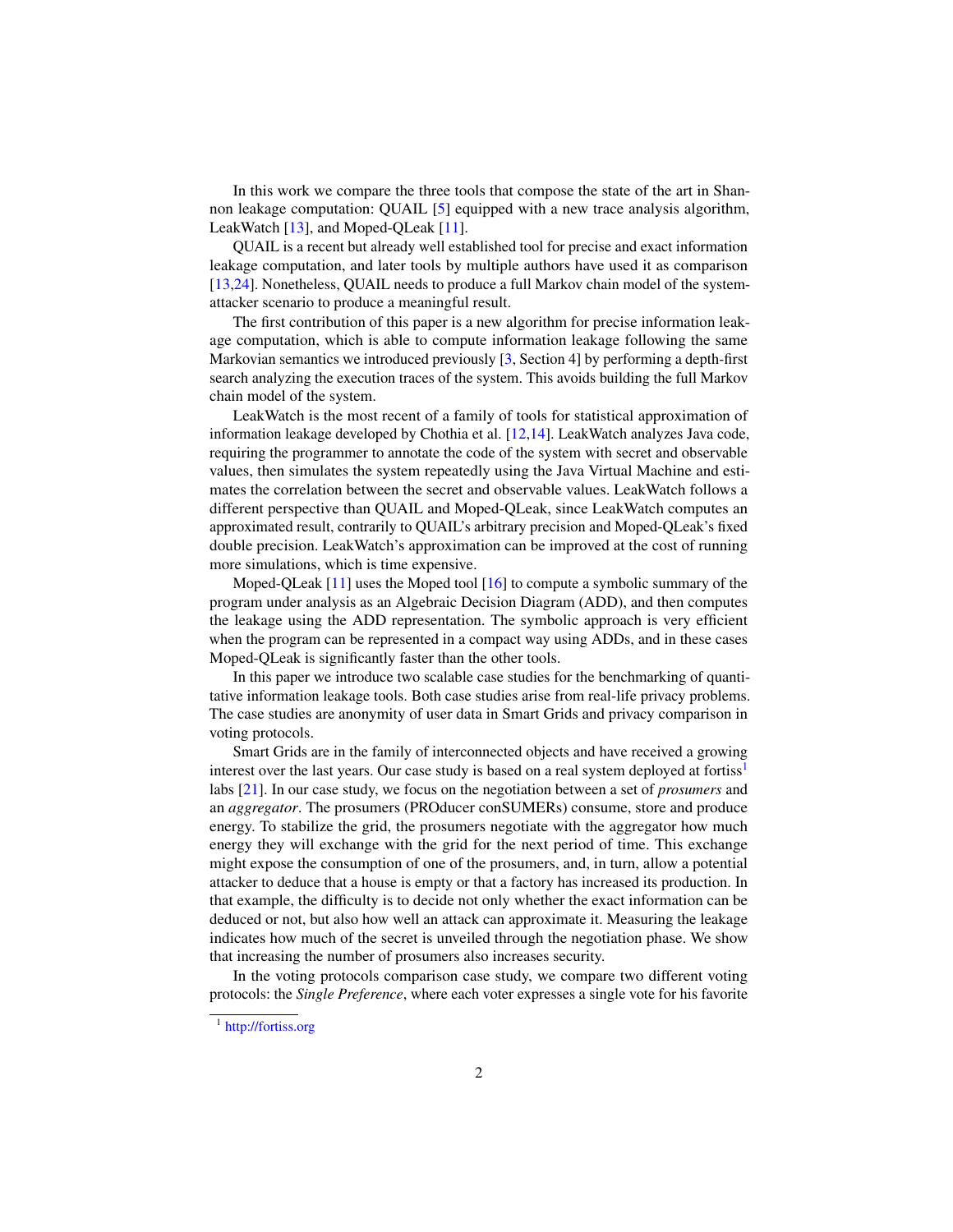In this work we compare the three tools that compose the state of the art in Shannon leakage computation: QUAIL [5] equipped with a new trace analysis algorithm, LeakWatch [13], and Moped-QLeak [11].

QUAIL is a recent but already well established tool for precise and exact information leakage computation, and later tools by multiple authors have used it as comparison [13,24]. Nonetheless, QUAIL needs to produce a full Markov chain model of the system-attacker scenario to produce a meaningful result.

The first contribution of this paper is a new algorithm for precise information leakage computation, which is able to compute information leakage following the same Markovian semantics we introduced previously [3, Section 4] by performing a depth-first search analyzing the execution traces of the system. This avoids building the full Markov chain model of the system.

LeakWatch is the most recent of a family of tools for statistical approximation of information leakage developed by Chothia et al. [12,14]. LeakWatch analyzes Java code, requiring the programmer to annotate the code of the system with secret and observable values, then simulates the system repeatedly using the Java Virtual Machine and estimates the correlation between the secret and observable values. LeakWatch follows a different perspective than QUAIL and Moped-QLeak, since LeakWatch computes an approximated result, contrarily to QUAIL's arbitrary precision and Moped-QLeak's fixed double precision. LeakWatch's approximation can be improved at the cost of running more simulations, which is time expensive.

Moped-QLeak [11] uses the Moped tool [16] to compute a symbolic summary of the program under analysis as an Algebraic Decision Diagram (ADD), and then computes the leakage using the ADD representation. The symbolic approach is very efficient when the program can be represented in a compact way using ADDs, and in these cases Moped-QLeak is significantly faster than the other tools.

In this paper we introduce two scalable case studies for the benchmarking of quantitative information leakage tools. Both case studies arise from real-life privacy problems. The case studies are anonymity of user data in Smart Grids and privacy comparison in voting protocols.

Smart Grids are in the family of interconnected objects and have received a growing interest over the last years. Our case study is based on a real system deployed at fortiss[1] labs [21]. In our case study, we focus on the negotiation between a set of *prosumers* and an *aggregator*. The prosumers (PROducer conSUMERs) consume, store and produce energy. To stabilize the grid, the prosumers negotiate with the aggregator how much energy they will exchange with the grid for the next period of time. This exchange might expose the consumption of one of the prosumers, and, in turn, allow a potential attacker to deduce that a house is empty or that a factory has increased its production. In that example, the difficulty is to decide not only whether the exact information can be deduced or not, but also how well an attack can approximate it. Measuring the leakage indicates how much of the secret is unveiled through the negotiation phase. We show that increasing the number of prosumers also increases security.

In the voting protocols comparison case study, we compare two different voting protocols: the *Single Preference*, where each voter expresses a single vote for his favorite

[1] http://fortiss.org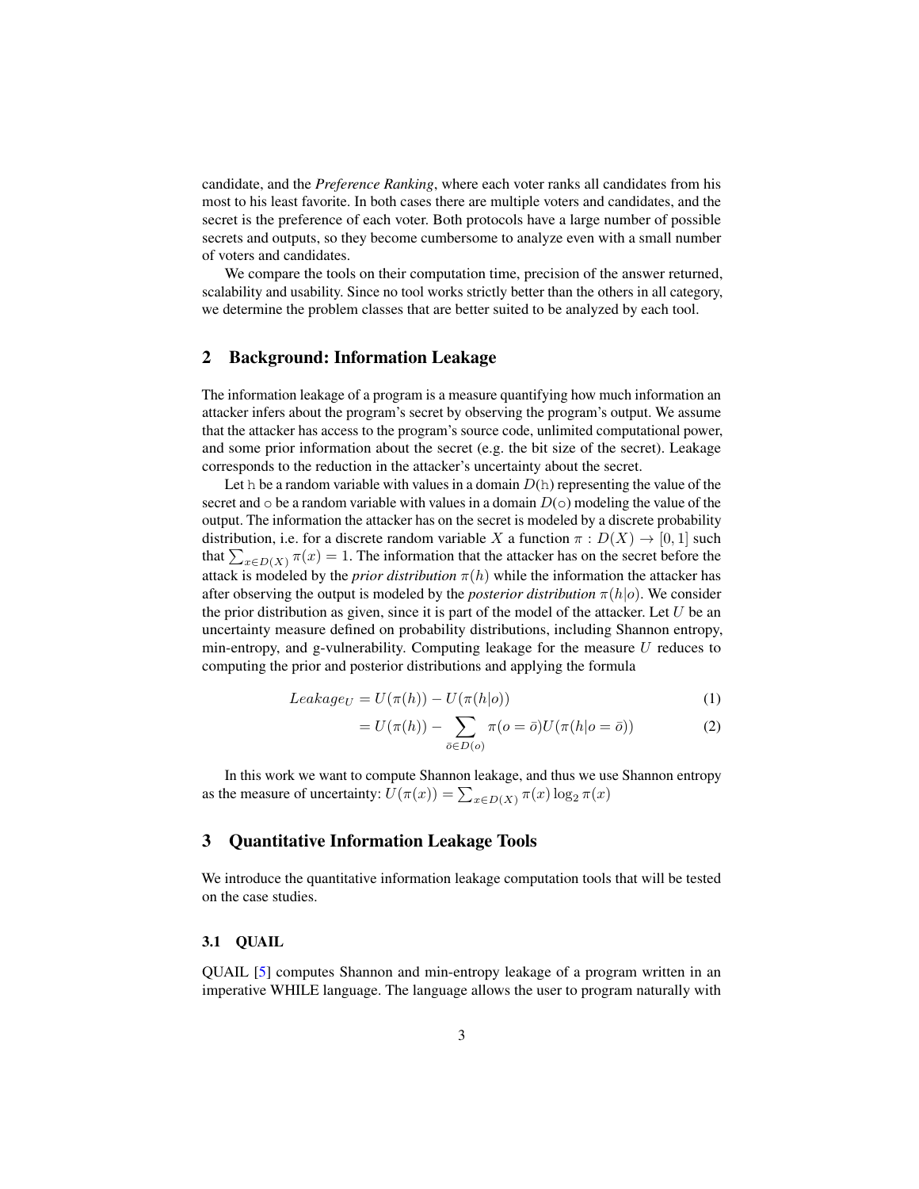candidate, and the *Preference Ranking*, where each voter ranks all candidates from his most to his least favorite. In both cases there are multiple voters and candidates, and the secret is the preference of each voter. Both protocols have a large number of possible secrets and outputs, so they become cumbersome to analyze even with a small number of voters and candidates.

We compare the tools on their computation time, precision of the answer returned, scalability and usability. Since no tool works strictly better than the others in all category, we determine the problem classes that are better suited to be analyzed by each tool.

## 2 Background: Information Leakage

The information leakage of a program is a measure quantifying how much information an attacker infers about the program's secret by observing the program's output. We assume that the attacker has access to the program's source code, unlimited computational power, and some prior information about the secret (e.g. the bit size of the secret). Leakage corresponds to the reduction in the attacker's uncertainty about the secret.

Let `h` be a random variable with values in a domain $D(\mathtt{h})$ representing the value of the secret and `o` be a random variable with values in a domain $D(\mathtt{o})$ modeling the value of the output. The information the attacker has on the secret is modeled by a discrete probability distribution, i.e. for a discrete random variable $X$ a function $\pi : D(X) \to [0, 1]$ such that $\sum_{x \in D(X)} \pi(x) = 1$. The information that the attacker has on the secret before the attack is modeled by the *prior distribution* $\pi(h)$ while the information the attacker has after observing the output is modeled by the *posterior distribution* $\pi(h|o)$. We consider the prior distribution as given, since it is part of the model of the attacker. Let $U$ be an uncertainty measure defined on probability distributions, including Shannon entropy, min-entropy, and g-vulnerability. Computing leakage for the measure $U$ reduces to computing the prior and posterior distributions and applying the formula

$$Leakage_U = U(\pi(h)) - U(\pi(h|o)) \tag{1}$$

$$= U(\pi(h)) - \sum_{\bar{o} \in D(o)} \pi(o = \bar{o}) U(\pi(h|o = \bar{o})) \tag{2}$$

In this work we want to compute Shannon leakage, and thus we use Shannon entropy as the measure of uncertainty: $U(\pi(x)) = \sum_{x \in D(X)} \pi(x) \log_2 \pi(x)$

## 3 Quantitative Information Leakage Tools

We introduce the quantitative information leakage computation tools that will be tested on the case studies.

### 3.1 QUAIL

QUAIL [5] computes Shannon and min-entropy leakage of a program written in an imperative WHILE language. The language allows the user to program naturally with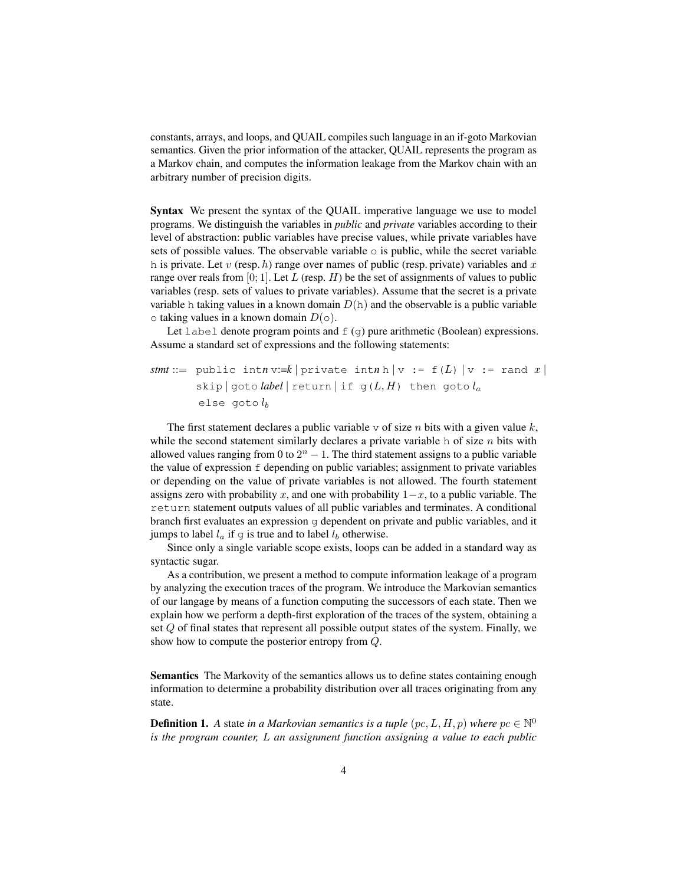constants, arrays, and loops, and QUAIL compiles such language in an if-goto Markovian semantics. Given the prior information of the attacker, QUAIL represents the program as a Markov chain, and computes the information leakage from the Markov chain with an arbitrary number of precision digits.

**Syntax** We present the syntax of the QUAIL imperative language we use to model programs. We distinguish the variables in *public* and *private* variables according to their level of abstraction: public variables have precise values, while private variables have sets of possible values. The observable variable `o` is public, while the secret variable `h` is private. Let $v$ (resp. $h$) range over names of public (resp. private) variables and $x$ range over reals from $[0; 1]$. Let $L$ (resp. $H$) be the set of assignments of values to public variables (resp. sets of values to private variables). Assume that the secret is a private variable `h` taking values in a known domain $D(\text{h})$ and the observable is a public variable `o` taking values in a known domain $D(\text{o})$.

Let `label` denote program points and `f` (`g`) pure arithmetic (Boolean) expressions. Assume a standard set of expressions and the following statements:

*stmt* ::= `public int`*n* `v:=`*k* | `private int`*n* `h` | `v := f(`$L$`)` | `v := rand` $x$ |
`skip` | `goto` *label* | `return` | `if g(`$L, H$`) then goto` $l_a$
`else goto` $l_b$

The first statement declares a public variable `v` of size $n$ bits with a given value $k$, while the second statement similarly declares a private variable `h` of size $n$ bits with allowed values ranging from 0 to $2^n - 1$. The third statement assigns to a public variable the value of expression `f` depending on public variables; assignment to private variables or depending on the value of private variables is not allowed. The fourth statement assigns zero with probability $x$, and one with probability $1-x$, to a public variable. The `return` statement outputs values of all public variables and terminates. A conditional branch first evaluates an expression `g` dependent on private and public variables, and it jumps to label $l_a$ if `g` is true and to label $l_b$ otherwise.

Since only a single variable scope exists, loops can be added in a standard way as syntactic sugar.

As a contribution, we present a method to compute information leakage of a program by analyzing the execution traces of the program. We introduce the Markovian semantics of our langage by means of a function computing the successors of each state. Then we explain how we perform a depth-first exploration of the traces of the system, obtaining a set $Q$ of final states that represent all possible output states of the system. Finally, we show how to compute the posterior entropy from $Q$.

**Semantics** The Markovity of the semantics allows us to define states containing enough information to determine a probability distribution over all traces originating from any state.

**Definition 1.** *A* state *in a Markovian semantics is a tuple* $(pc, L, H, p)$ *where* $pc \in \mathbb{N}^0$ *is the program counter,* $L$ *an assignment function assigning a value to each public*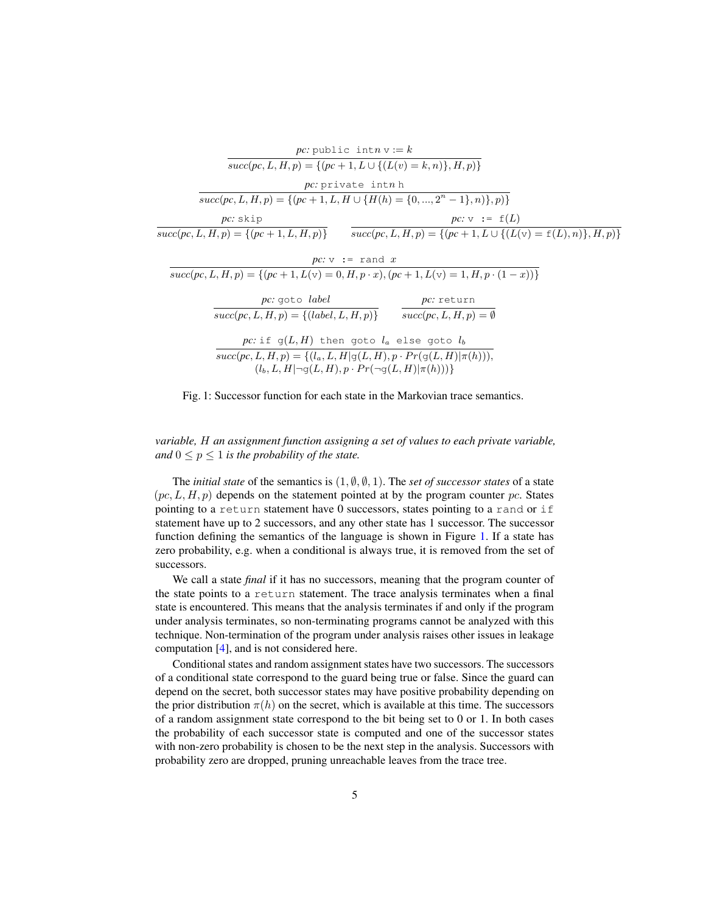$$\frac{\textit{pc: } \texttt{public int}n\ \texttt{v} := k}{succ(pc, L, H, p) = \{(pc+1, L \cup \{(L(v) = k, n)\}, H, p)\}}$$

$$\frac{\textit{pc: } \texttt{private int}n\ \texttt{h}}{succ(pc, L, H, p) = \{(pc+1, L, H \cup \{H(h) = \{0, ..., 2^n - 1\}, n)\}, p)\}}$$

$$\frac{\textit{pc: } \texttt{skip}}{succ(pc, L, H, p) = \{(pc+1, L, H, p)\}} \qquad \frac{\textit{pc: } \texttt{v := f}(L)}{succ(pc, L, H, p) = \{(pc+1, L \cup \{(L(\texttt{v}) = \texttt{f}(L), n)\}, H, p)\}}$$

$$\frac{\textit{pc: } \texttt{v := rand } x}{succ(pc, L, H, p) = \{(pc+1, L(\texttt{v}) = 0, H, p \cdot x), (pc+1, L(\texttt{v}) = 1, H, p \cdot (1-x))\}}$$

$$\frac{\textit{pc: } \texttt{goto } \textit{label}}{succ(pc, L, H, p) = \{(\textit{label}, L, H, p)\}} \qquad \frac{\textit{pc: } \texttt{return}}{succ(pc, L, H, p) = \emptyset}$$

$$\frac{\textit{pc: } \texttt{if g}(L, H)\ \texttt{then goto } l_a \texttt{ else goto } l_b}{\begin{array}{c} succ(pc, L, H, p) = \{(l_a, L, H|\texttt{g}(L, H), p \cdot Pr(\texttt{g}(L, H)|\pi(h))), \\ (l_b, L, H|\neg\texttt{g}(L, H), p \cdot Pr(\neg\texttt{g}(L, H)|\pi(h)))\} \end{array}}$$

Fig. 1: Successor function for each state in the Markovian trace semantics.

*variable, $H$ an assignment function assigning a set of values to each private variable, and $0 \leq p \leq 1$ is the probability of the state.*

The *initial state* of the semantics is $(1, \emptyset, \emptyset, 1)$. The *set of successor states* of a state $(pc, L, H, p)$ depends on the statement pointed at by the program counter $pc$. States pointing to a `return` statement have 0 successors, states pointing to a `rand` or `if` statement have up to 2 successors, and any other state has 1 successor. The successor function defining the semantics of the language is shown in Figure 1. If a state has zero probability, e.g. when a conditional is always true, it is removed from the set of successors.

We call a state *final* if it has no successors, meaning that the program counter of the state points to a `return` statement. The trace analysis terminates when a final state is encountered. This means that the analysis terminates if and only if the program under analysis terminates, so non-terminating programs cannot be analyzed with this technique. Non-termination of the program under analysis raises other issues in leakage computation [4], and is not considered here.

Conditional states and random assignment states have two successors. The successors of a conditional state correspond to the guard being true or false. Since the guard can depend on the secret, both successor states may have positive probability depending on the prior distribution $\pi(h)$ on the secret, which is available at this time. The successors of a random assignment state correspond to the bit being set to 0 or 1. In both cases the probability of each successor state is computed and one of the successor states with non-zero probability is chosen to be the next step in the analysis. Successors with probability zero are dropped, pruning unreachable leaves from the trace tree.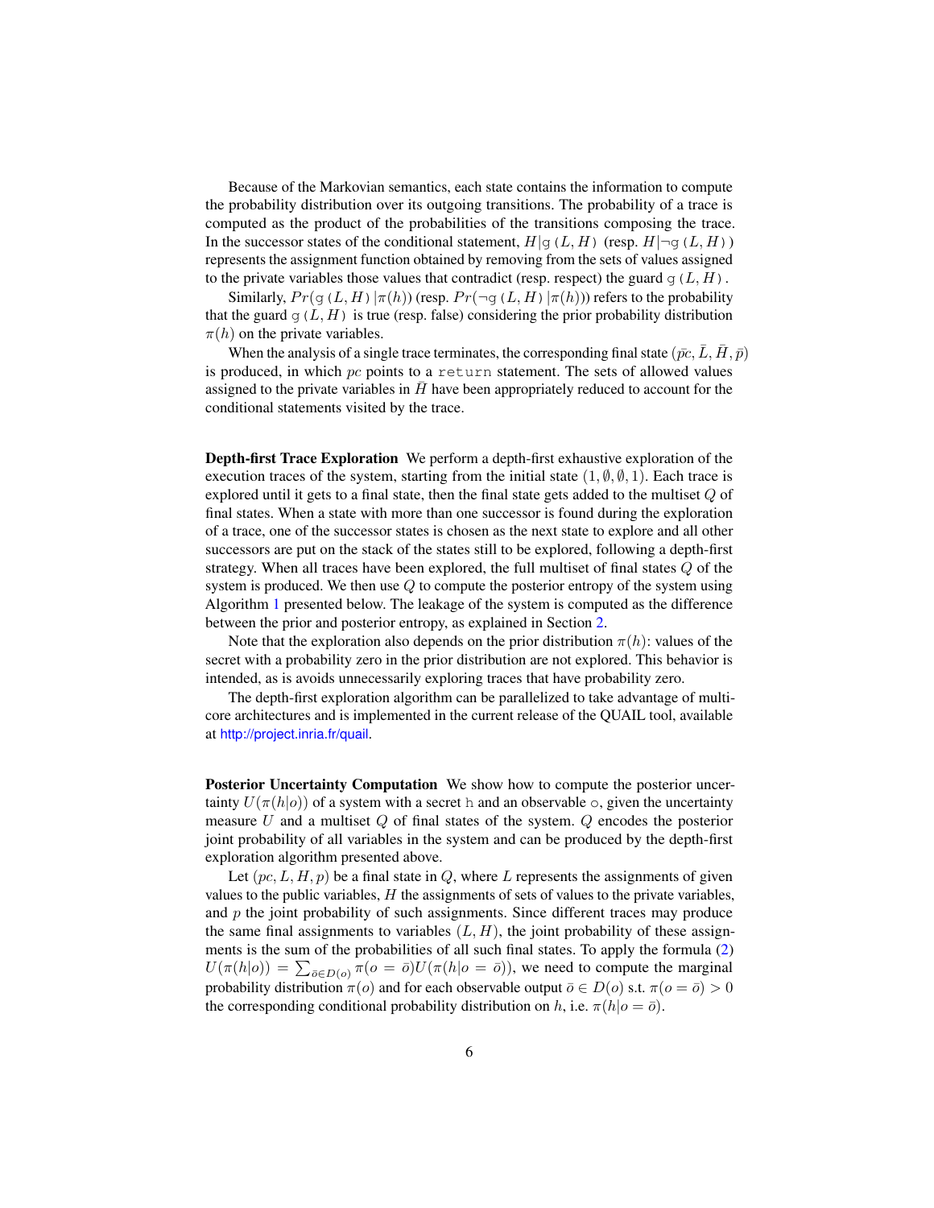Because of the Markovian semantics, each state contains the information to compute the probability distribution over its outgoing transitions. The probability of a trace is computed as the product of the probabilities of the transitions composing the trace. In the successor states of the conditional statement, $H|\texttt{g(}L,H\texttt{)}$ (resp. $H|\neg\texttt{g(}L,H\texttt{)}$) represents the assignment function obtained by removing from the sets of values assigned to the private variables those values that contradict (resp. respect) the guard $\texttt{g(}L,H\texttt{)}$.

Similarly, $Pr(\texttt{g(}L,H\texttt{)}|\pi(h))$ (resp. $Pr(\neg\texttt{g(}L,H\texttt{)}|\pi(h))$) refers to the probability that the guard $\texttt{g(}L,H\texttt{)}$ is true (resp. false) considering the prior probability distribution $\pi(h)$ on the private variables.

When the analysis of a single trace terminates, the corresponding final state $(\bar{pc},\bar{L},\bar{H},\bar{p})$ is produced, in which $pc$ points to a `return` statement. The sets of allowed values assigned to the private variables in $\bar{H}$ have been appropriately reduced to account for the conditional statements visited by the trace.

**Depth-first Trace Exploration** We perform a depth-first exhaustive exploration of the execution traces of the system, starting from the initial state $(1,\emptyset,\emptyset,1)$. Each trace is explored until it gets to a final state, then the final state gets added to the multiset $Q$ of final states. When a state with more than one successor is found during the exploration of a trace, one of the successor states is chosen as the next state to explore and all other successors are put on the stack of the states still to be explored, following a depth-first strategy. When all traces have been explored, the full multiset of final states $Q$ of the system is produced. We then use $Q$ to compute the posterior entropy of the system using Algorithm 1 presented below. The leakage of the system is computed as the difference between the prior and posterior entropy, as explained in Section 2.

Note that the exploration also depends on the prior distribution $\pi(h)$: values of the secret with a probability zero in the prior distribution are not explored. This behavior is intended, as is avoids unnecessarily exploring traces that have probability zero.

The depth-first exploration algorithm can be parallelized to take advantage of multi-core architectures and is implemented in the current release of the QUAIL tool, available at http://project.inria.fr/quail.

**Posterior Uncertainty Computation** We show how to compute the posterior uncertainty $U(\pi(h|o))$ of a system with a secret $\texttt{h}$ and an observable $\texttt{o}$, given the uncertainty measure $U$ and a multiset $Q$ of final states of the system. $Q$ encodes the posterior joint probability of all variables in the system and can be produced by the depth-first exploration algorithm presented above.

Let $(pc,L,H,p)$ be a final state in $Q$, where $L$ represents the assignments of given values to the public variables, $H$ the assignments of sets of values to the private variables, and $p$ the joint probability of such assignments. Since different traces may produce the same final assignments to variables $(L,H)$, the joint probability of these assignments is the sum of the probabilities of all such final states. To apply the formula (2) $U(\pi(h|o)) = \sum_{\bar{o}\in D(o)} \pi(o=\bar{o})U(\pi(h|o=\bar{o}))$, we need to compute the marginal probability distribution $\pi(o)$ and for each observable output $\bar{o}\in D(o)$ s.t. $\pi(o=\bar{o})>0$ the corresponding conditional probability distribution on $h$, i.e. $\pi(h|o=\bar{o})$.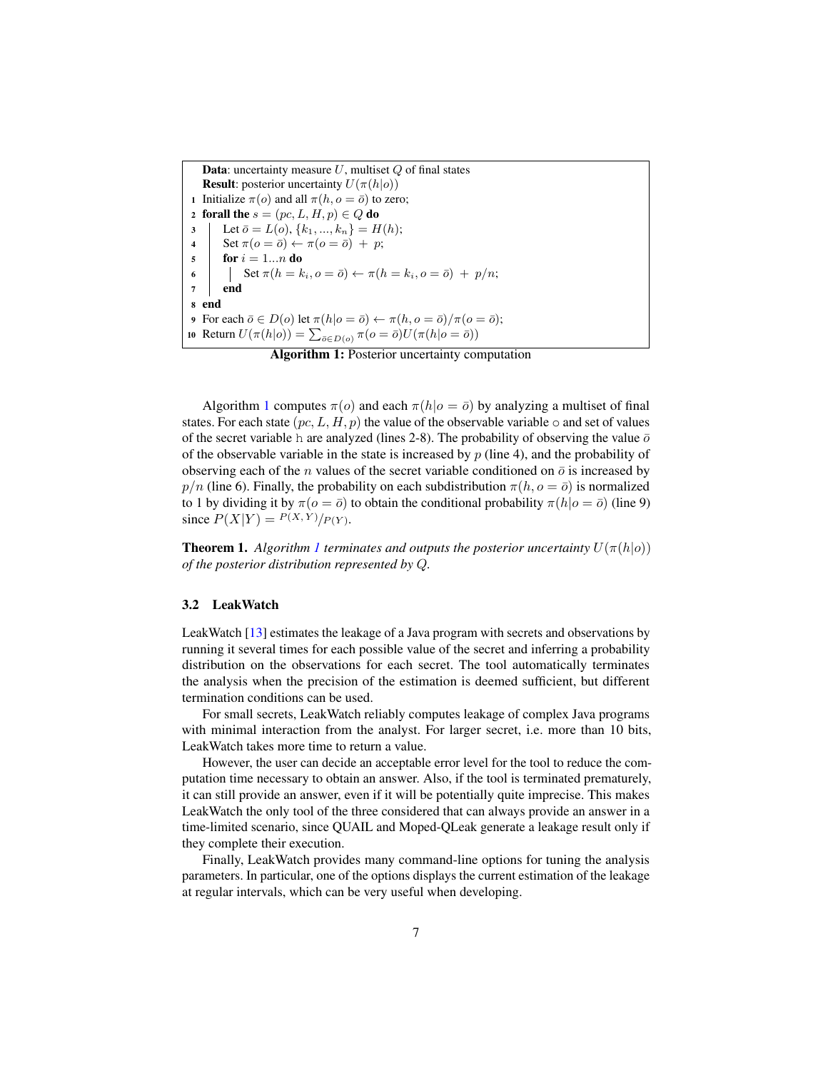```
Data: uncertainty measure U, multiset Q of final states
Result: posterior uncertainty U(π(h|o))
1  Initialize π(o) and all π(h, o = ō) to zero;
2  forall the s = (pc, L, H, p) ∈ Q do
3      Let ō = L(o), {k_1, ..., k_n} = H(h);
4      Set π(o = ō) ← π(o = ō) + p;
5      for i = 1...n do
6          Set π(h = k_i, o = ō) ← π(h = k_i, o = ō) + p/n;
7      end
8  end
9  For each ō ∈ D(o) let π(h|o = ō) ← π(h, o = ō)/π(o = ō);
10 Return U(π(h|o)) = Σ_{ō∈D(o)} π(o = ō)U(π(h|o = ō))
```

**Algorithm 1:** Posterior uncertainty computation

Algorithm 1 computes $\pi(o)$ and each $\pi(h|o = \bar{o})$ by analyzing a multiset of final states. For each state $(pc, L, H, p)$ the value of the observable variable o and set of values of the secret variable h are analyzed (lines 2-8). The probability of observing the value $\bar{o}$ of the observable variable in the state is increased by $p$ (line 4), and the probability of observing each of the $n$ values of the secret variable conditioned on $\bar{o}$ is increased by $p/n$ (line 6). Finally, the probability on each subdistribution $\pi(h, o = \bar{o})$ is normalized to 1 by dividing it by $\pi(o = \bar{o})$ to obtain the conditional probability $\pi(h|o = \bar{o})$ (line 9) since $P(X|Y) = {}^{P(X,Y)}/{}_{P(Y)}$.

**Theorem 1.** *Algorithm 1 terminates and outputs the posterior uncertainty $U(\pi(h|o))$ of the posterior distribution represented by $Q$.*

### 3.2 LeakWatch

LeakWatch [13] estimates the leakage of a Java program with secrets and observations by running it several times for each possible value of the secret and inferring a probability distribution on the observations for each secret. The tool automatically terminates the analysis when the precision of the estimation is deemed sufficient, but different termination conditions can be used.

For small secrets, LeakWatch reliably computes leakage of complex Java programs with minimal interaction from the analyst. For larger secret, i.e. more than 10 bits, LeakWatch takes more time to return a value.

However, the user can decide an acceptable error level for the tool to reduce the computation time necessary to obtain an answer. Also, if the tool is terminated prematurely, it can still provide an answer, even if it will be potentially quite imprecise. This makes LeakWatch the only tool of the three considered that can always provide an answer in a time-limited scenario, since QUAIL and Moped-QLeak generate a leakage result only if they complete their execution.

Finally, LeakWatch provides many command-line options for tuning the analysis parameters. In particular, one of the options displays the current estimation of the leakage at regular intervals, which can be very useful when developing.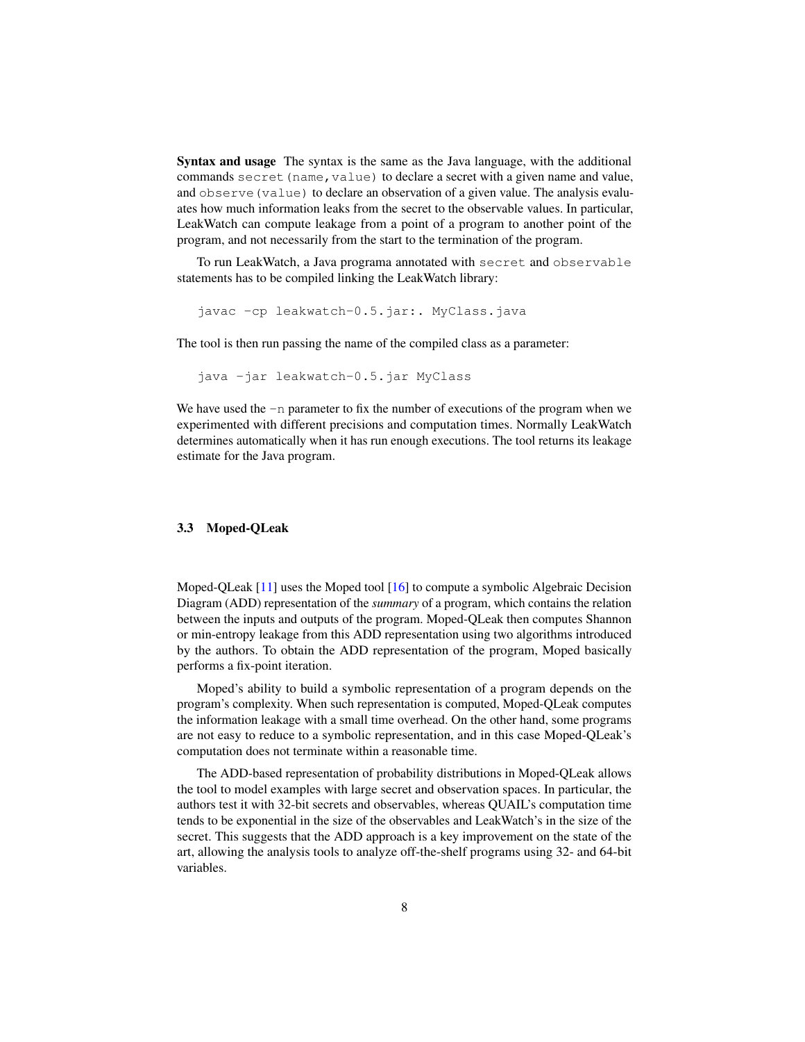**Syntax and usage** The syntax is the same as the Java language, with the additional commands `secret(name,value)` to declare a secret with a given name and value, and `observe(value)` to declare an observation of a given value. The analysis evaluates how much information leaks from the secret to the observable values. In particular, LeakWatch can compute leakage from a point of a program to another point of the program, and not necessarily from the start to the termination of the program.

To run LeakWatch, a Java programa annotated with `secret` and `observable` statements has to be compiled linking the LeakWatch library:

```
javac -cp leakwatch-0.5.jar:. MyClass.java
```

The tool is then run passing the name of the compiled class as a parameter:

```
java -jar leakwatch-0.5.jar MyClass
```

We have used the `-n` parameter to fix the number of executions of the program when we experimented with different precisions and computation times. Normally LeakWatch determines automatically when it has run enough executions. The tool returns its leakage estimate for the Java program.

### 3.3 Moped-QLeak

Moped-QLeak [11] uses the Moped tool [16] to compute a symbolic Algebraic Decision Diagram (ADD) representation of the *summary* of a program, which contains the relation between the inputs and outputs of the program. Moped-QLeak then computes Shannon or min-entropy leakage from this ADD representation using two algorithms introduced by the authors. To obtain the ADD representation of the program, Moped basically performs a fix-point iteration.

Moped's ability to build a symbolic representation of a program depends on the program's complexity. When such representation is computed, Moped-QLeak computes the information leakage with a small time overhead. On the other hand, some programs are not easy to reduce to a symbolic representation, and in this case Moped-QLeak's computation does not terminate within a reasonable time.

The ADD-based representation of probability distributions in Moped-QLeak allows the tool to model examples with large secret and observation spaces. In particular, the authors test it with 32-bit secrets and observables, whereas QUAIL's computation time tends to be exponential in the size of the observables and LeakWatch's in the size of the secret. This suggests that the ADD approach is a key improvement on the state of the art, allowing the analysis tools to analyze off-the-shelf programs using 32- and 64-bit variables.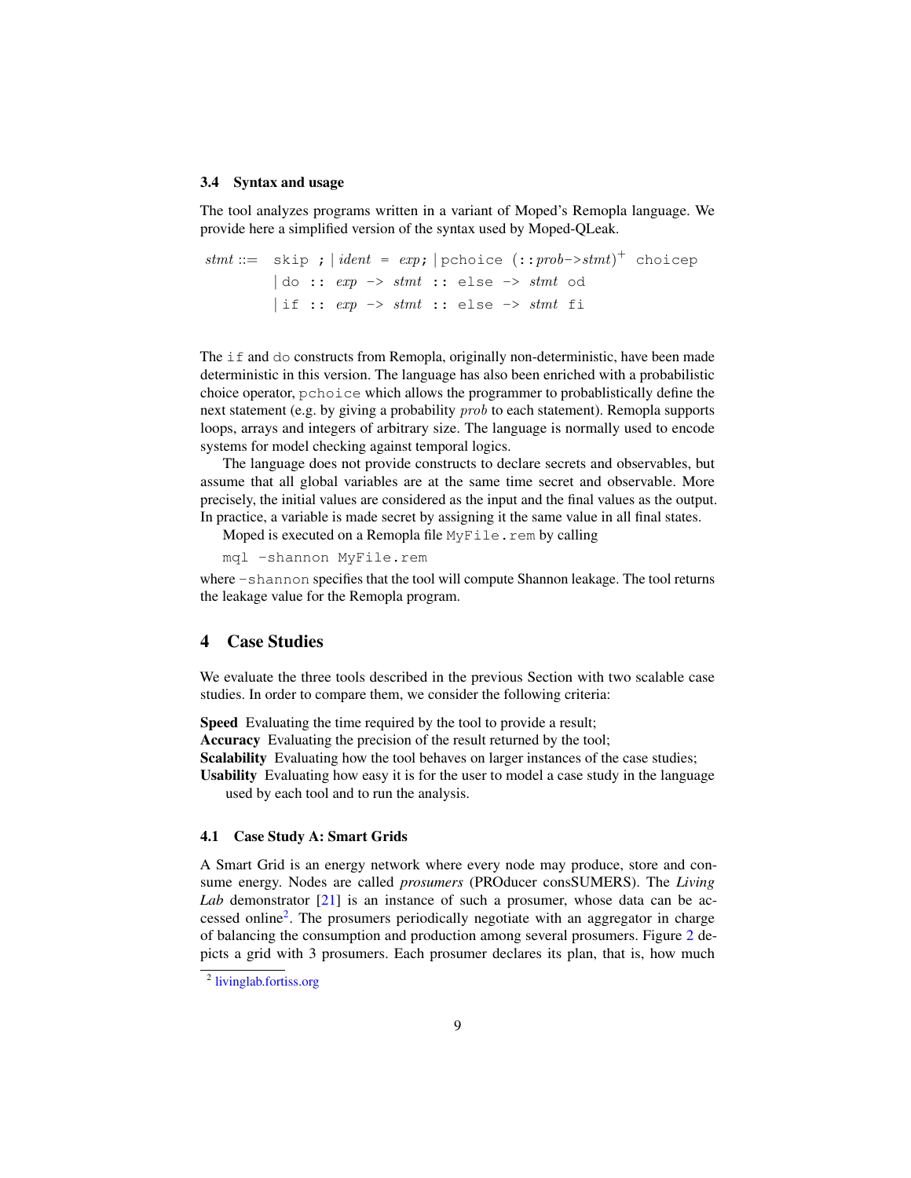### 3.4 Syntax and usage

The tool analyzes programs written in a variant of Moped's Remopla language. We provide here a simplified version of the syntax used by Moped-QLeak.

$$
\begin{aligned}
\mathit{stmt} ::= \; & \texttt{skip ;} \mid \mathit{ident} \;\texttt{=}\; \mathit{exp}\texttt{;} \mid \texttt{pchoice}\; (\texttt{::}\mathit{prob}\texttt{->}\mathit{stmt})^{+}\; \texttt{choicep} \\
& \mid \texttt{do ::}\; \mathit{exp} \;\texttt{->}\; \mathit{stmt} \;\texttt{:: else ->}\; \mathit{stmt} \;\texttt{od} \\
& \mid \texttt{if ::}\; \mathit{exp} \;\texttt{->}\; \mathit{stmt} \;\texttt{:: else ->}\; \mathit{stmt} \;\texttt{fi}
\end{aligned}
$$

The `if` and `do` constructs from Remopla, originally non-deterministic, have been made deterministic in this version. The language has also been enriched with a probabilistic choice operator, `pchoice` which allows the programmer to probablistically define the next statement (e.g. by giving a probability *prob* to each statement). Remopla supports loops, arrays and integers of arbitrary size. The language is normally used to encode systems for model checking against temporal logics.

The language does not provide constructs to declare secrets and observables, but assume that all global variables are at the same time secret and observable. More precisely, the initial values are considered as the input and the final values as the output. In practice, a variable is made secret by assigning it the same value in all final states.

Moped is executed on a Remopla file `MyFile.rem` by calling

```
mql -shannon MyFile.rem
```

where `-shannon` specifies that the tool will compute Shannon leakage. The tool returns the leakage value for the Remopla program.

## 4 Case Studies

We evaluate the three tools described in the previous Section with two scalable case studies. In order to compare them, we consider the following criteria:

**Speed** Evaluating the time required by the tool to provide a result;
**Accuracy** Evaluating the precision of the result returned by the tool;
**Scalability** Evaluating how the tool behaves on larger instances of the case studies;
**Usability** Evaluating how easy it is for the user to model a case study in the language used by each tool and to run the analysis.

### 4.1 Case Study A: Smart Grids

A Smart Grid is an energy network where every node may produce, store and consume energy. Nodes are called *prosumers* (PROducer consSUMERS). The *Living Lab* demonstrator [21] is an instance of such a prosumer, whose data can be accessed online[2]. The prosumers periodically negotiate with an aggregator in charge of balancing the consumption and production among several prosumers. Figure 2 depicts a grid with 3 prosumers. Each prosumer declares its plan, that is, how much

[2] livinglab.fortiss.org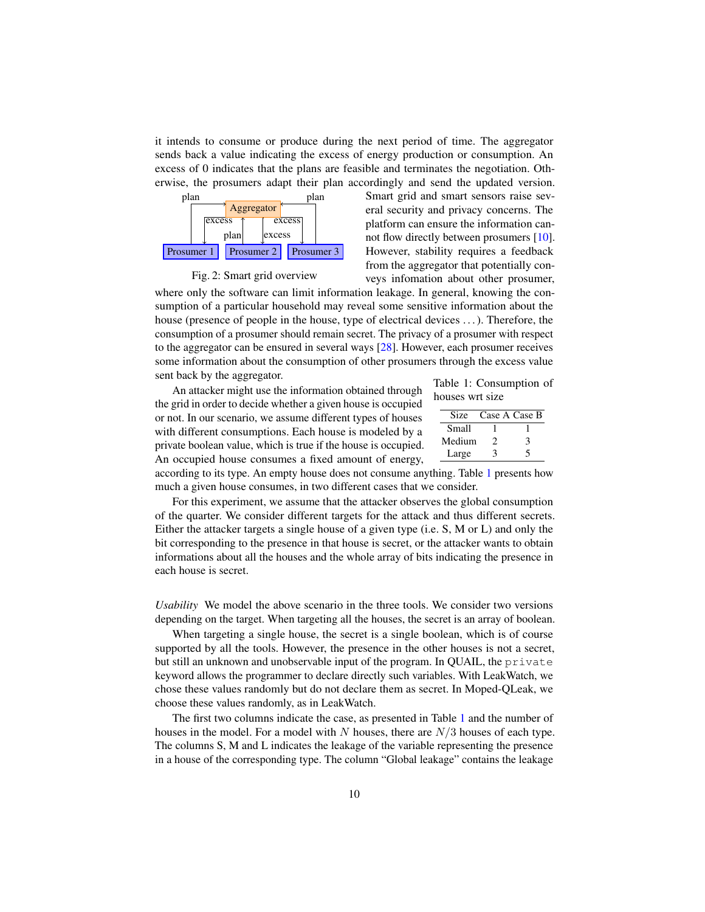it intends to consume or produce during the next period of time. The aggregator sends back a value indicating the excess of energy production or consumption. An excess of 0 indicates that the plans are feasible and terminates the negotiation. Otherwise, the prosumers adapt their plan accordingly and send the updated version.

plan
Aggregator
plan
excess
excess
plan
excess
Prosumer 1
Prosumer 2
Prosumer 3

Fig. 2: Smart grid overview

Smart grid and smart sensors raise several security and privacy concerns. The platform can ensure the information cannot flow directly between prosumers [10]. However, stability requires a feedback from the aggregator that potentially conveys infomation about other prosumer, where only the software can limit information leakage. In general, knowing the consumption of a particular household may reveal some sensitive information about the house (presence of people in the house, type of electrical devices . . . ). Therefore, the consumption of a prosumer should remain secret. The privacy of a prosumer with respect to the aggregator can be ensured in several ways [28]. However, each prosumer receives some information about the consumption of other prosumers through the excess value sent back by the aggregator.

An attacker might use the information obtained through the grid in order to decide whether a given house is occupied or not. In our scenario, we assume different types of houses with different consumptions. Each house is modeled by a private boolean value, which is true if the house is occupied. An occupied house consumes a fixed amount of energy, according to its type. An empty house does not consume anything. Table 1 presents how much a given house consumes, in two different cases that we consider.

Table 1: Consumption of houses wrt size

| Size | Case A | Case B |
|---|---|---|
| Small | 1 | 1 |
| Medium | 2 | 3 |
| Large | 3 | 5 |

For this experiment, we assume that the attacker observes the global consumption of the quarter. We consider different targets for the attack and thus different secrets. Either the attacker targets a single house of a given type (i.e. S, M or L) and only the bit corresponding to the presence in that house is secret, or the attacker wants to obtain informations about all the houses and the whole array of bits indicating the presence in each house is secret.

*Usability* We model the above scenario in the three tools. We consider two versions depending on the target. When targeting all the houses, the secret is an array of boolean.

When targeting a single house, the secret is a single boolean, which is of course supported by all the tools. However, the presence in the other houses is not a secret, but still an unknown and unobservable input of the program. In QUAIL, the `private` keyword allows the programmer to declare directly such variables. With LeakWatch, we chose these values randomly but do not declare them as secret. In Moped-QLeak, we choose these values randomly, as in LeakWatch.

The first two columns indicate the case, as presented in Table 1 and the number of houses in the model. For a model with $N$ houses, there are $N/3$ houses of each type. The columns S, M and L indicates the leakage of the variable representing the presence in a house of the corresponding type. The column "Global leakage" contains the leakage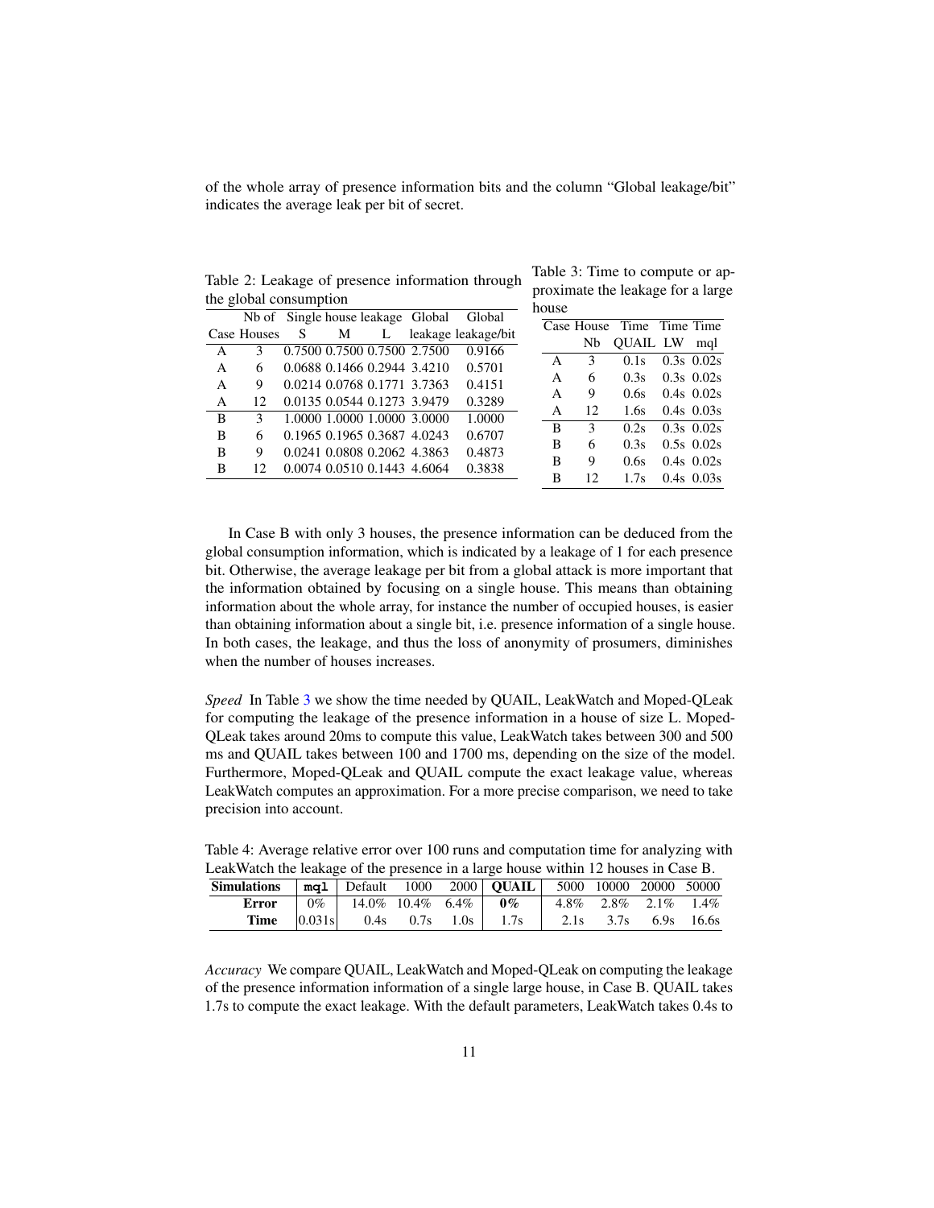of the whole array of presence information bits and the column "Global leakage/bit" indicates the average leak per bit of secret.

Table 2: Leakage of presence information through the global consumption

| Case | Nb of Houses | Single house leakage S | M | L | Global leakage | Global leakage/bit |
|---|---|---|---|---|---|---|
| A | 3 | 0.7500 | 0.7500 | 0.7500 | 2.7500 | 0.9166 |
| A | 6 | 0.0688 | 0.1466 | 0.2944 | 3.4210 | 0.5701 |
| A | 9 | 0.0214 | 0.0768 | 0.1771 | 3.7363 | 0.4151 |
| A | 12 | 0.0135 | 0.0544 | 0.1273 | 3.9479 | 0.3289 |
| B | 3 | 1.0000 | 1.0000 | 1.0000 | 3.0000 | 1.0000 |
| B | 6 | 0.1965 | 0.1965 | 0.3687 | 4.0243 | 0.6707 |
| B | 9 | 0.0241 | 0.0808 | 0.2062 | 4.3863 | 0.4873 |
| B | 12 | 0.0074 | 0.0510 | 0.1443 | 4.6064 | 0.3838 |

Table 3: Time to compute or approximate the leakage for a large house

| Case | House Nb | Time QUAIL | Time LW | Time mql |
|---|---|---|---|---|
| A | 3 | 0.1s | 0.3s | 0.02s |
| A | 6 | 0.3s | 0.3s | 0.02s |
| A | 9 | 0.6s | 0.4s | 0.02s |
| A | 12 | 1.6s | 0.4s | 0.03s |
| B | 3 | 0.2s | 0.3s | 0.02s |
| B | 6 | 0.3s | 0.5s | 0.02s |
| B | 9 | 0.6s | 0.4s | 0.02s |
| B | 12 | 1.7s | 0.4s | 0.03s |

In Case B with only 3 houses, the presence information can be deduced from the global consumption information, which is indicated by a leakage of 1 for each presence bit. Otherwise, the average leakage per bit from a global attack is more important that the information obtained by focusing on a single house. This means than obtaining information about the whole array, for instance the number of occupied houses, is easier than obtaining information about a single bit, i.e. presence information of a single house. In both cases, the leakage, and thus the loss of anonymity of prosumers, diminishes when the number of houses increases.

*Speed* In Table 3 we show the time needed by QUAIL, LeakWatch and Moped-QLeak for computing the leakage of the presence information in a house of size L. Moped-QLeak takes around 20ms to compute this value, LeakWatch takes between 300 and 500 ms and QUAIL takes between 100 and 1700 ms, depending on the size of the model. Furthermore, Moped-QLeak and QUAIL compute the exact leakage value, whereas LeakWatch computes an approximation. For a more precise comparison, we need to take precision into account.

Table 4: Average relative error over 100 runs and computation time for analyzing with LeakWatch the leakage of the presence in a large house within 12 houses in Case B.

| **Simulations** | **mql** | Default | 1000 | 2000 | **QUAIL** | 5000 | 10000 | 20000 | 50000 |
|---|---|---|---|---|---|---|---|---|---|
| **Error** | 0% | 14.0% | 10.4% | 6.4% | **0%** | 4.8% | 2.8% | 2.1% | 1.4% |
| **Time** | 0.031s | 0.4s | 0.7s | 1.0s | 1.7s | 2.1s | 3.7s | 6.9s | 16.6s |

*Accuracy* We compare QUAIL, LeakWatch and Moped-QLeak on computing the leakage of the presence information information of a single large house, in Case B. QUAIL takes 1.7s to compute the exact leakage. With the default parameters, LeakWatch takes 0.4s to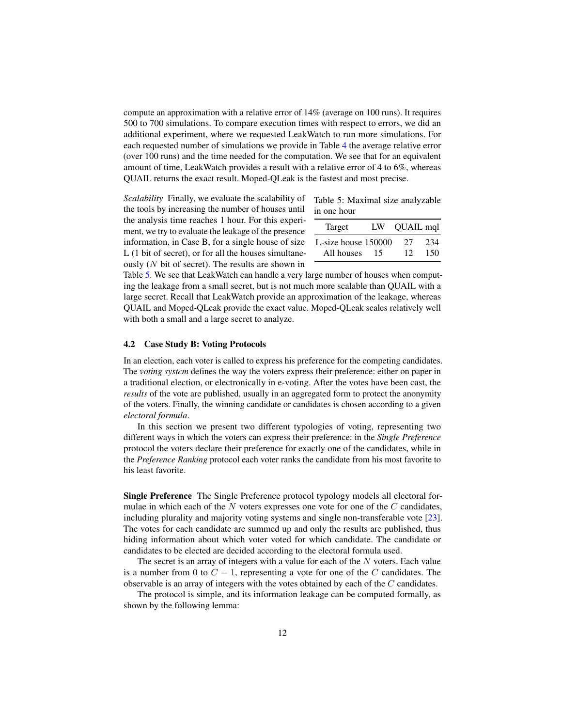compute an approximation with a relative error of 14% (average on 100 runs). It requires 500 to 700 simulations. To compare execution times with respect to errors, we did an additional experiment, where we requested LeakWatch to run more simulations. For each requested number of simulations we provide in Table 4 the average relative error (over 100 runs) and the time needed for the computation. We see that for an equivalent amount of time, LeakWatch provides a result with a relative error of 4 to 6%, whereas QUAIL returns the exact result. Moped-QLeak is the fastest and most precise.

*Scalability* Finally, we evaluate the scalability of the tools by increasing the number of houses until the analysis time reaches 1 hour. For this experiment, we try to evaluate the leakage of the presence information, in Case B, for a single house of size L (1 bit of secret), or for all the houses simultaneously ($N$ bit of secret). The results are shown in Table 5. We see that LeakWatch can handle a very large number of houses when computing the leakage from a small secret, but is not much more scalable than QUAIL with a large secret. Recall that LeakWatch provide an approximation of the leakage, whereas QUAIL and Moped-QLeak provide the exact value. Moped-QLeak scales relatively well with both a small and a large secret to analyze.

Table 5: Maximal size analyzable in one hour

| Target | LW | QUAIL | mql |
|---|---|---|---|
| L-size house | 150000 | 27 | 234 |
| All houses | 15 | 12 | 150 |

### 4.2 Case Study B: Voting Protocols

In an election, each voter is called to express his preference for the competing candidates. The *voting system* defines the way the voters express their preference: either on paper in a traditional election, or electronically in e-voting. After the votes have been cast, the *results* of the vote are published, usually in an aggregated form to protect the anonymity of the voters. Finally, the winning candidate or candidates is chosen according to a given *electoral formula*.

In this section we present two different typologies of voting, representing two different ways in which the voters can express their preference: in the *Single Preference* protocol the voters declare their preference for exactly one of the candidates, while in the *Preference Ranking* protocol each voter ranks the candidate from his most favorite to his least favorite.

**Single Preference** The Single Preference protocol typology models all electoral formulae in which each of the $N$ voters expresses one vote for one of the $C$ candidates, including plurality and majority voting systems and single non-transferable vote [23]. The votes for each candidate are summed up and only the results are published, thus hiding information about which voter voted for which candidate. The candidate or candidates to be elected are decided according to the electoral formula used.

The secret is an array of integers with a value for each of the $N$ voters. Each value is a number from 0 to $C - 1$, representing a vote for one of the $C$ candidates. The observable is an array of integers with the votes obtained by each of the $C$ candidates.

The protocol is simple, and its information leakage can be computed formally, as shown by the following lemma: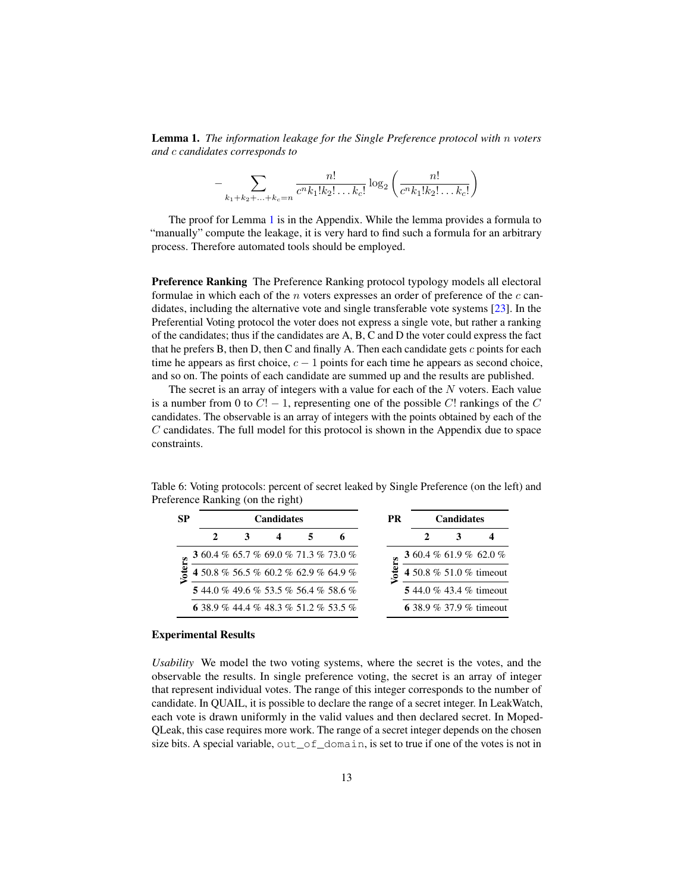**Lemma 1.** *The information leakage for the Single Preference protocol with $n$ voters and $c$ candidates corresponds to*

$$-\sum_{k_1+k_2+\ldots+k_c=n} \frac{n!}{c^n k_1!k_2!\ldots k_c!} \log_2 \left( \frac{n!}{c^n k_1!k_2!\ldots k_c!} \right)$$

The proof for Lemma 1 is in the Appendix. While the lemma provides a formula to "manually" compute the leakage, it is very hard to find such a formula for an arbitrary process. Therefore automated tools should be employed.

**Preference Ranking** The Preference Ranking protocol typology models all electoral formulae in which each of the $n$ voters expresses an order of preference of the $c$ candidates, including the alternative vote and single transferable vote systems [23]. In the Preferential Voting protocol the voter does not express a single vote, but rather a ranking of the candidates; thus if the candidates are A, B, C and D the voter could express the fact that he prefers B, then D, then C and finally A. Then each candidate gets $c$ points for each time he appears as first choice, $c-1$ points for each time he appears as second choice, and so on. The points of each candidate are summed up and the results are published.

The secret is an array of integers with a value for each of the $N$ voters. Each value is a number from 0 to $C! - 1$, representing one of the possible $C!$ rankings of the $C$ candidates. The observable is an array of integers with the points obtained by each of the $C$ candidates. The full model for this protocol is shown in the Appendix due to space constraints.

Table 6: Voting protocols: percent of secret leaked by Single Preference (on the left) and Preference Ranking (on the right)

| SP | | Candidates | | | | |
|---|---|---|---|---|---|---|
| | | 2 | 3 | 4 | 5 | 6 |
| Voters | 3 | 60.4 % | 65.7 % | 69.0 % | 71.3 % | 73.0 % |
| | 4 | 50.8 % | 56.5 % | 60.2 % | 62.9 % | 64.9 % |
| | 5 | 44.0 % | 49.6 % | 53.5 % | 56.4 % | 58.6 % |
| | 6 | 38.9 % | 44.4 % | 48.3 % | 51.2 % | 53.5 % |

| PR | | Candidates | | |
|---|---|---|---|---|
| | | 2 | 3 | 4 |
| Voters | 3 | 60.4 % | 61.9 % | 62.0 % |
| | 4 | 50.8 % | 51.0 % | timeout |
| | 5 | 44.0 % | 43.4 % | timeout |
| | 6 | 38.9 % | 37.9 % | timeout |

**Experimental Results**

*Usability* We model the two voting systems, where the secret is the votes, and the observable the results. In single preference voting, the secret is an array of integer that represent individual votes. The range of this integer corresponds to the number of candidate. In QUAIL, it is possible to declare the range of a secret integer. In LeakWatch, each vote is drawn uniformly in the valid values and then declared secret. In Moped-QLeak, this case requires more work. The range of a secret integer depends on the chosen size bits. A special variable, `out_of_domain`, is set to true if one of the votes is not in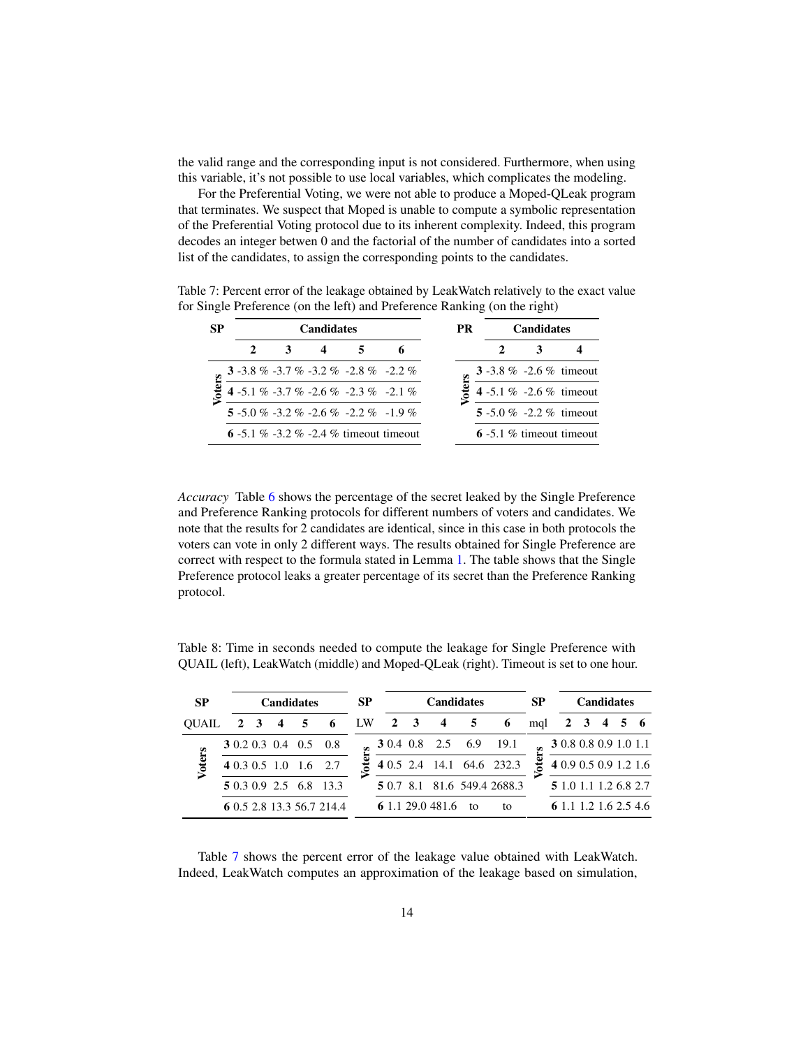the valid range and the corresponding input is not considered. Furthermore, when using this variable, it's not possible to use local variables, which complicates the modeling.

For the Preferential Voting, we were not able to produce a Moped-QLeak program that terminates. We suspect that Moped is unable to compute a symbolic representation of the Preferential Voting protocol due to its inherent complexity. Indeed, this program decodes an integer betwen 0 and the factorial of the number of candidates into a sorted list of the candidates, to assign the corresponding points to the candidates.

Table 7: Percent error of the leakage obtained by LeakWatch relatively to the exact value for Single Preference (on the left) and Preference Ranking (on the right)

| SP | | Candidates | | | | |
|---|---|---|---|---|---|---|
| | | 2 | 3 | 4 | 5 | 6 |
| Voters | 3 | -3.8 % | -3.7 % | -3.2 % | -2.8 % | -2.2 % |
| | 4 | -5.1 % | -3.7 % | -2.6 % | -2.3 % | -2.1 % |
| | 5 | -5.0 % | -3.2 % | -2.6 % | -2.2 % | -1.9 % |
| | 6 | -5.1 % | -3.2 % | -2.4 % | timeout | timeout |

| PR | | Candidates | | |
|---|---|---|---|---|
| | | 2 | 3 | 4 |
| Voters | 3 | -3.8 % | -2.6 % | timeout |
| | 4 | -5.1 % | -2.6 % | timeout |
| | 5 | -5.0 % | -2.2 % | timeout |
| | 6 | -5.1 % | timeout | timeout |

*Accuracy* Table 6 shows the percentage of the secret leaked by the Single Preference and Preference Ranking protocols for different numbers of voters and candidates. We note that the results for 2 candidates are identical, since in this case in both protocols the voters can vote in only 2 different ways. The results obtained for Single Preference are correct with respect to the formula stated in Lemma 1. The table shows that the Single Preference protocol leaks a greater percentage of its secret than the Preference Ranking protocol.

Table 8: Time in seconds needed to compute the leakage for Single Preference with QUAIL (left), LeakWatch (middle) and Moped-QLeak (right). Timeout is set to one hour.

| SP | | Candidates | | | | |
|---|---|---|---|---|---|---|
| QUAIL | | 2 | 3 | 4 | 5 | 6 |
| Voters | 3 | 0.2 | 0.3 | 0.4 | 0.5 | 0.8 |
| | 4 | 0.3 | 0.5 | 1.0 | 1.6 | 2.7 |
| | 5 | 0.3 | 0.9 | 2.5 | 6.8 | 13.3 |
| | 6 | 0.5 | 2.8 | 13.3 | 56.7 | 214.4 |

| SP | | Candidates | | | | |
|---|---|---|---|---|---|---|
| LW | | 2 | 3 | 4 | 5 | 6 |
| Voters | 3 | 0.4 | 0.8 | 2.5 | 6.9 | 19.1 |
| | 4 | 0.5 | 2.4 | 14.1 | 64.6 | 232.3 |
| | 5 | 0.7 | 8.1 | 81.6 | 549.4 | 2688.3 |
| | 6 | 1.1 | 29.0 | 481.6 | to | to |

| SP | | Candidates | | | | |
|---|---|---|---|---|---|---|
| mql | | 2 | 3 | 4 | 5 | 6 |
| Voters | 3 | 0.8 | 0.8 | 0.9 | 1.0 | 1.1 |
| | 4 | 0.9 | 0.5 | 0.9 | 1.2 | 1.6 |
| | 5 | 1.0 | 1.1 | 1.2 | 6.8 | 2.7 |
| | 6 | 1.1 | 1.2 | 1.6 | 2.5 | 4.6 |

Table 7 shows the percent error of the leakage value obtained with LeakWatch. Indeed, LeakWatch computes an approximation of the leakage based on simulation,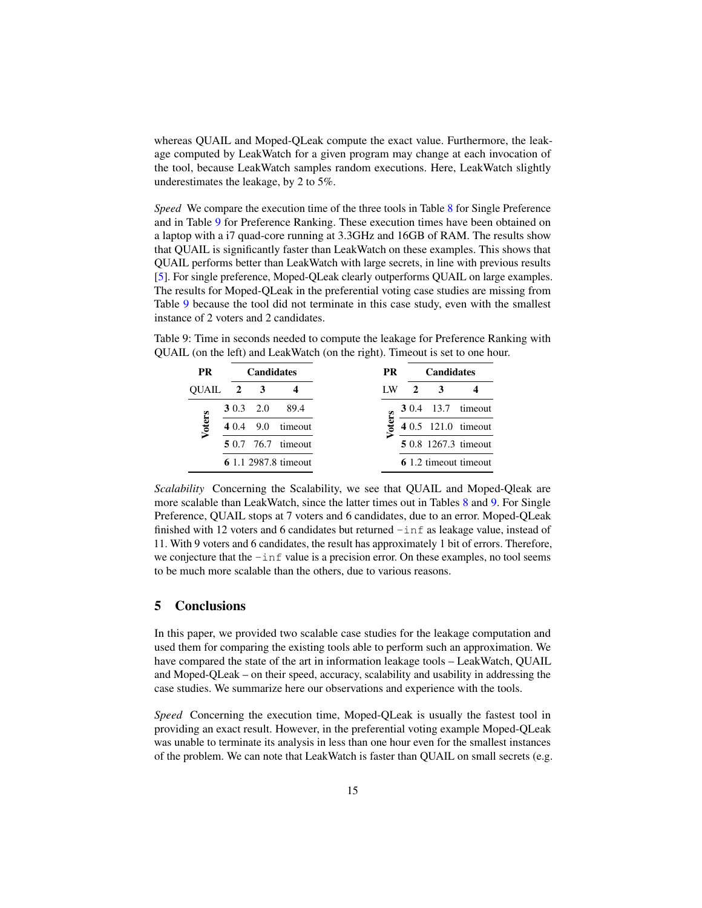whereas QUAIL and Moped-QLeak compute the exact value. Furthermore, the leakage computed by LeakWatch for a given program may change at each invocation of the tool, because LeakWatch samples random executions. Here, LeakWatch slightly underestimates the leakage, by 2 to 5%.

*Speed* We compare the execution time of the three tools in Table 8 for Single Preference and in Table 9 for Preference Ranking. These execution times have been obtained on a laptop with a i7 quad-core running at 3.3GHz and 16GB of RAM. The results show that QUAIL is significantly faster than LeakWatch on these examples. This shows that QUAIL performs better than LeakWatch with large secrets, in line with previous results [5]. For single preference, Moped-QLeak clearly outperforms QUAIL on large examples. The results for Moped-QLeak in the preferential voting case studies are missing from Table 9 because the tool did not terminate in this case study, even with the smallest instance of 2 voters and 2 candidates.

Table 9: Time in seconds needed to compute the leakage for Preference Ranking with QUAIL (on the left) and LeakWatch (on the right). Timeout is set to one hour.

| PR QUAIL | | Candidates 2 | 3 | 4 |
|---|---|---|---|---|
| Voters | 3 | 0.3 | 2.0 | 89.4 |
| | 4 | 0.4 | 9.0 | timeout |
| | 5 | 0.7 | 76.7 | timeout |
| | 6 | 1.1 | 2987.8 | timeout |

| PR LW | | Candidates 2 | 3 | 4 |
|---|---|---|---|---|
| Voters | 3 | 0.4 | 13.7 | timeout |
| | 4 | 0.5 | 121.0 | timeout |
| | 5 | 0.8 | 1267.3 | timeout |
| | 6 | 1.2 | timeout | timeout |

*Scalability* Concerning the Scalability, we see that QUAIL and Moped-Qleak are more scalable than LeakWatch, since the latter times out in Tables 8 and 9. For Single Preference, QUAIL stops at 7 voters and 6 candidates, due to an error. Moped-QLeak finished with 12 voters and 6 candidates but returned `-inf` as leakage value, instead of 11. With 9 voters and 6 candidates, the result has approximately 1 bit of errors. Therefore, we conjecture that the `-inf` value is a precision error. On these examples, no tool seems to be much more scalable than the others, due to various reasons.

## 5 Conclusions

In this paper, we provided two scalable case studies for the leakage computation and used them for comparing the existing tools able to perform such an approximation. We have compared the state of the art in information leakage tools – LeakWatch, QUAIL and Moped-QLeak – on their speed, accuracy, scalability and usability in addressing the case studies. We summarize here our observations and experience with the tools.

*Speed* Concerning the execution time, Moped-QLeak is usually the fastest tool in providing an exact result. However, in the preferential voting example Moped-QLeak was unable to terminate its analysis in less than one hour even for the smallest instances of the problem. We can note that LeakWatch is faster than QUAIL on small secrets (e.g.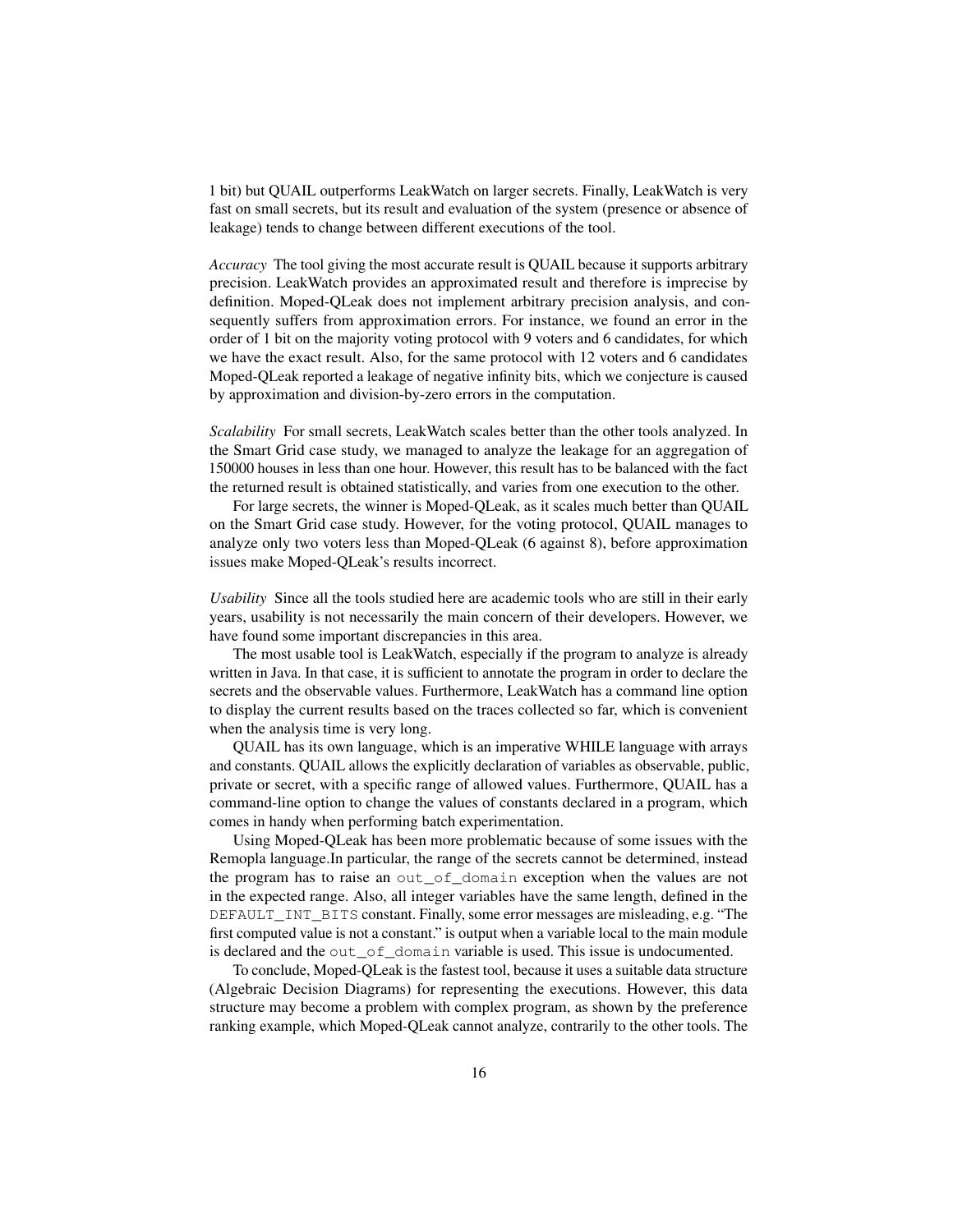1 bit) but QUAIL outperforms LeakWatch on larger secrets. Finally, LeakWatch is very fast on small secrets, but its result and evaluation of the system (presence or absence of leakage) tends to change between different executions of the tool.

*Accuracy* The tool giving the most accurate result is QUAIL because it supports arbitrary precision. LeakWatch provides an approximated result and therefore is imprecise by definition. Moped-QLeak does not implement arbitrary precision analysis, and consequently suffers from approximation errors. For instance, we found an error in the order of 1 bit on the majority voting protocol with 9 voters and 6 candidates, for which we have the exact result. Also, for the same protocol with 12 voters and 6 candidates Moped-QLeak reported a leakage of negative infinity bits, which we conjecture is caused by approximation and division-by-zero errors in the computation.

*Scalability* For small secrets, LeakWatch scales better than the other tools analyzed. In the Smart Grid case study, we managed to analyze the leakage for an aggregation of 150000 houses in less than one hour. However, this result has to be balanced with the fact the returned result is obtained statistically, and varies from one execution to the other.

For large secrets, the winner is Moped-QLeak, as it scales much better than QUAIL on the Smart Grid case study. However, for the voting protocol, QUAIL manages to analyze only two voters less than Moped-QLeak (6 against 8), before approximation issues make Moped-QLeak's results incorrect.

*Usability* Since all the tools studied here are academic tools who are still in their early years, usability is not necessarily the main concern of their developers. However, we have found some important discrepancies in this area.

The most usable tool is LeakWatch, especially if the program to analyze is already written in Java. In that case, it is sufficient to annotate the program in order to declare the secrets and the observable values. Furthermore, LeakWatch has a command line option to display the current results based on the traces collected so far, which is convenient when the analysis time is very long.

QUAIL has its own language, which is an imperative WHILE language with arrays and constants. QUAIL allows the explicitly declaration of variables as observable, public, private or secret, with a specific range of allowed values. Furthermore, QUAIL has a command-line option to change the values of constants declared in a program, which comes in handy when performing batch experimentation.

Using Moped-QLeak has been more problematic because of some issues with the Remopla language.In particular, the range of the secrets cannot be determined, instead the program has to raise an `out_of_domain` exception when the values are not in the expected range. Also, all integer variables have the same length, defined in the `DEFAULT_INT_BITS` constant. Finally, some error messages are misleading, e.g. "The first computed value is not a constant." is output when a variable local to the main module is declared and the `out_of_domain` variable is used. This issue is undocumented.

To conclude, Moped-QLeak is the fastest tool, because it uses a suitable data structure (Algebraic Decision Diagrams) for representing the executions. However, this data structure may become a problem with complex program, as shown by the preference ranking example, which Moped-QLeak cannot analyze, contrarily to the other tools. The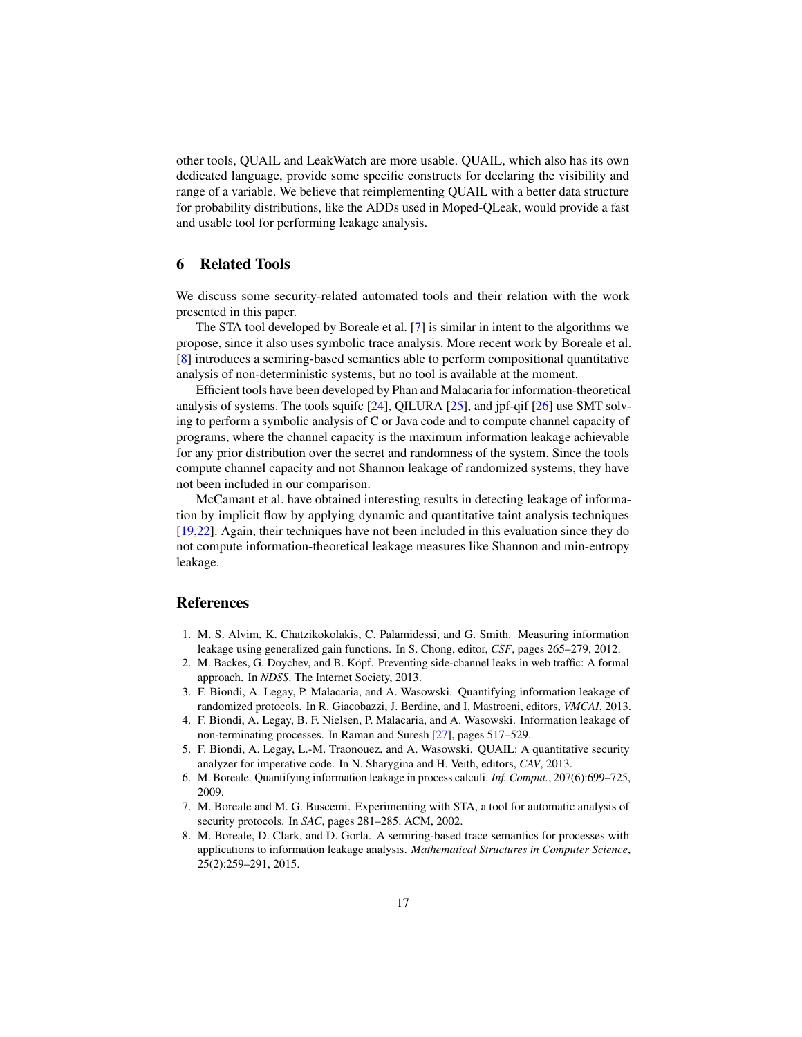other tools, QUAIL and LeakWatch are more usable. QUAIL, which also has its own dedicated language, provide some specific constructs for declaring the visibility and range of a variable. We believe that reimplementing QUAIL with a better data structure for probability distributions, like the ADDs used in Moped-QLeak, would provide a fast and usable tool for performing leakage analysis.

## 6 Related Tools

We discuss some security-related automated tools and their relation with the work presented in this paper.

The STA tool developed by Boreale et al. [7] is similar in intent to the algorithms we propose, since it also uses symbolic trace analysis. More recent work by Boreale et al. [8] introduces a semiring-based semantics able to perform compositional quantitative analysis of non-deterministic systems, but no tool is available at the moment.

Efficient tools have been developed by Phan and Malacaria for information-theoretical analysis of systems. The tools squifc [24], QILURA [25], and jpf-qif [26] use SMT solving to perform a symbolic analysis of C or Java code and to compute channel capacity of programs, where the channel capacity is the maximum information leakage achievable for any prior distribution over the secret and randomness of the system. Since the tools compute channel capacity and not Shannon leakage of randomized systems, they have not been included in our comparison.

McCamant et al. have obtained interesting results in detecting leakage of information by implicit flow by applying dynamic and quantitative taint analysis techniques [19,22]. Again, their techniques have not been included in this evaluation since they do not compute information-theoretical leakage measures like Shannon and min-entropy leakage.

## References

1. M. S. Alvim, K. Chatzikokolakis, C. Palamidessi, and G. Smith. Measuring information leakage using generalized gain functions. In S. Chong, editor, *CSF*, pages 265–279, 2012.
2. M. Backes, G. Doychev, and B. Köpf. Preventing side-channel leaks in web traffic: A formal approach. In *NDSS*. The Internet Society, 2013.
3. F. Biondi, A. Legay, P. Malacaria, and A. Wasowski. Quantifying information leakage of randomized protocols. In R. Giacobazzi, J. Berdine, and I. Mastroeni, editors, *VMCAI*, 2013.
4. F. Biondi, A. Legay, B. F. Nielsen, P. Malacaria, and A. Wasowski. Information leakage of non-terminating processes. In Raman and Suresh [27], pages 517–529.
5. F. Biondi, A. Legay, L.-M. Traonouez, and A. Wasowski. QUAIL: A quantitative security analyzer for imperative code. In N. Sharygina and H. Veith, editors, *CAV*, 2013.
6. M. Boreale. Quantifying information leakage in process calculi. *Inf. Comput.*, 207(6):699–725, 2009.
7. M. Boreale and M. G. Buscemi. Experimenting with STA, a tool for automatic analysis of security protocols. In *SAC*, pages 281–285. ACM, 2002.
8. M. Boreale, D. Clark, and D. Gorla. A semiring-based trace semantics for processes with applications to information leakage analysis. *Mathematical Structures in Computer Science*, 25(2):259–291, 2015.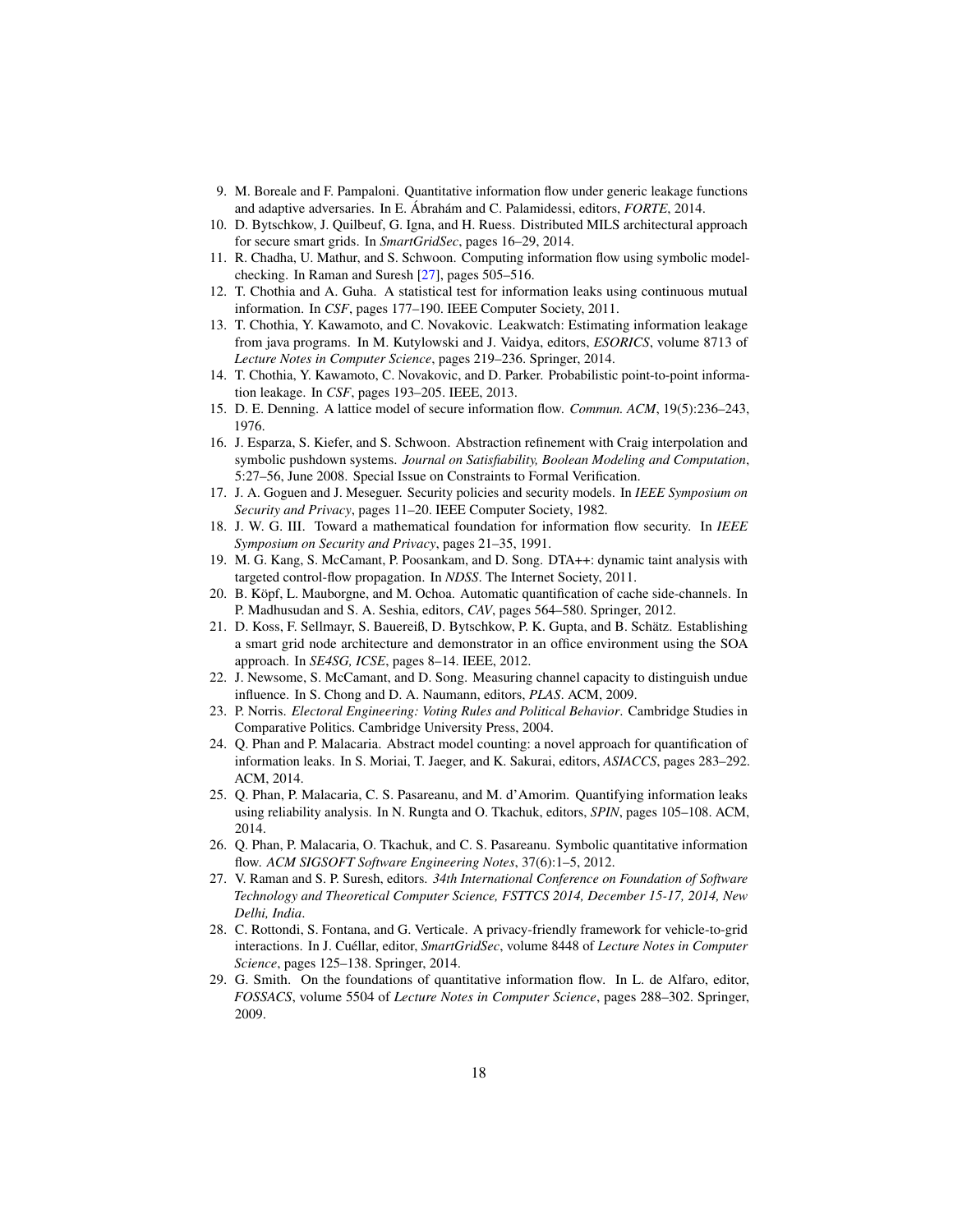9. M. Boreale and F. Pampaloni. Quantitative information flow under generic leakage functions and adaptive adversaries. In E. Ábrahám and C. Palamidessi, editors, *FORTE*, 2014.
10. D. Bytschkow, J. Quilbeuf, G. Igna, and H. Ruess. Distributed MILS architectural approach for secure smart grids. In *SmartGridSec*, pages 16–29, 2014.
11. R. Chadha, U. Mathur, and S. Schwoon. Computing information flow using symbolic model-checking. In Raman and Suresh [27], pages 505–516.
12. T. Chothia and A. Guha. A statistical test for information leaks using continuous mutual information. In *CSF*, pages 177–190. IEEE Computer Society, 2011.
13. T. Chothia, Y. Kawamoto, and C. Novakovic. Leakwatch: Estimating information leakage from java programs. In M. Kutylowski and J. Vaidya, editors, *ESORICS*, volume 8713 of *Lecture Notes in Computer Science*, pages 219–236. Springer, 2014.
14. T. Chothia, Y. Kawamoto, C. Novakovic, and D. Parker. Probabilistic point-to-point information leakage. In *CSF*, pages 193–205. IEEE, 2013.
15. D. E. Denning. A lattice model of secure information flow. *Commun. ACM*, 19(5):236–243, 1976.
16. J. Esparza, S. Kiefer, and S. Schwoon. Abstraction refinement with Craig interpolation and symbolic pushdown systems. *Journal on Satisfiability, Boolean Modeling and Computation*, 5:27–56, June 2008. Special Issue on Constraints to Formal Verification.
17. J. A. Goguen and J. Meseguer. Security policies and security models. In *IEEE Symposium on Security and Privacy*, pages 11–20. IEEE Computer Society, 1982.
18. J. W. G. III. Toward a mathematical foundation for information flow security. In *IEEE Symposium on Security and Privacy*, pages 21–35, 1991.
19. M. G. Kang, S. McCamant, P. Poosankam, and D. Song. DTA++: dynamic taint analysis with targeted control-flow propagation. In *NDSS*. The Internet Society, 2011.
20. B. Köpf, L. Mauborgne, and M. Ochoa. Automatic quantification of cache side-channels. In P. Madhusudan and S. A. Seshia, editors, *CAV*, pages 564–580. Springer, 2012.
21. D. Koss, F. Sellmayr, S. Bauereiß, D. Bytschkow, P. K. Gupta, and B. Schätz. Establishing a smart grid node architecture and demonstrator in an office environment using the SOA approach. In *SE4SG, ICSE*, pages 8–14. IEEE, 2012.
22. J. Newsome, S. McCamant, and D. Song. Measuring channel capacity to distinguish undue influence. In S. Chong and D. A. Naumann, editors, *PLAS*. ACM, 2009.
23. P. Norris. *Electoral Engineering: Voting Rules and Political Behavior*. Cambridge Studies in Comparative Politics. Cambridge University Press, 2004.
24. Q. Phan and P. Malacaria. Abstract model counting: a novel approach for quantification of information leaks. In S. Moriai, T. Jaeger, and K. Sakurai, editors, *ASIACCS*, pages 283–292. ACM, 2014.
25. Q. Phan, P. Malacaria, C. S. Pasareanu, and M. d'Amorim. Quantifying information leaks using reliability analysis. In N. Rungta and O. Tkachuk, editors, *SPIN*, pages 105–108. ACM, 2014.
26. Q. Phan, P. Malacaria, O. Tkachuk, and C. S. Pasareanu. Symbolic quantitative information flow. *ACM SIGSOFT Software Engineering Notes*, 37(6):1–5, 2012.
27. V. Raman and S. P. Suresh, editors. *34th International Conference on Foundation of Software Technology and Theoretical Computer Science, FSTTCS 2014, December 15-17, 2014, New Delhi, India*.
28. C. Rottondi, S. Fontana, and G. Verticale. A privacy-friendly framework for vehicle-to-grid interactions. In J. Cuéllar, editor, *SmartGridSec*, volume 8448 of *Lecture Notes in Computer Science*, pages 125–138. Springer, 2014.
29. G. Smith. On the foundations of quantitative information flow. In L. de Alfaro, editor, *FOSSACS*, volume 5504 of *Lecture Notes in Computer Science*, pages 288–302. Springer, 2009.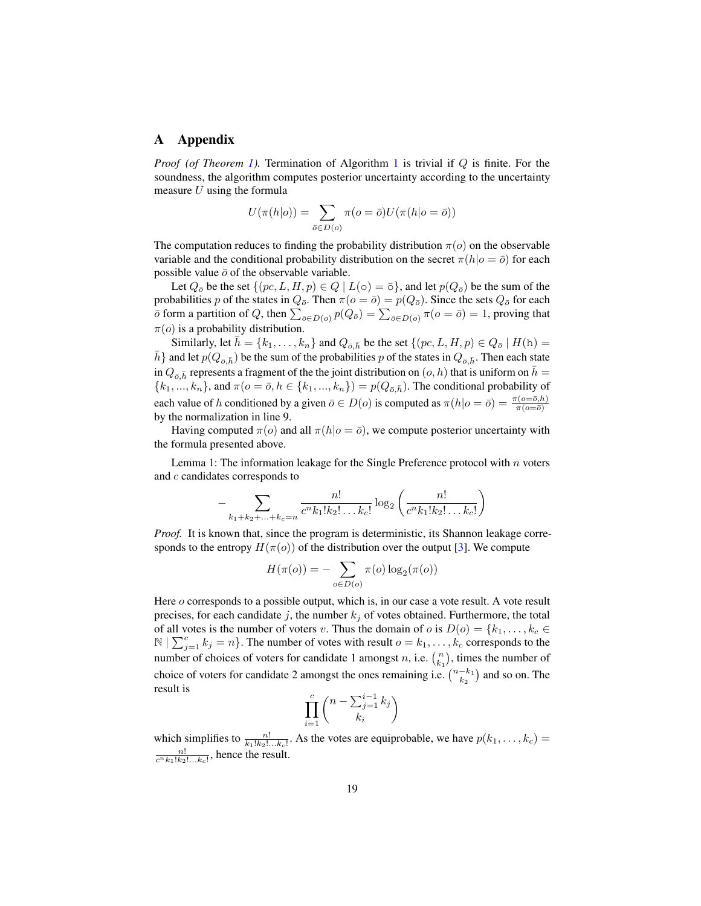## A Appendix

*Proof (of Theorem 1).* Termination of Algorithm 1 is trivial if $Q$ is finite. For the soundness, the algorithm computes posterior uncertainty according to the uncertainty measure $U$ using the formula

$$U(\pi(h|o)) = \sum_{\bar{o} \in D(o)} \pi(o = \bar{o}) U(\pi(h|o = \bar{o}))$$

The computation reduces to finding the probability distribution $\pi(o)$ on the observable variable and the conditional probability distribution on the secret $\pi(h|o = \bar{o})$ for each possible value $\bar{o}$ of the observable variable.

Let $Q_{\bar{o}}$ be the set $\{(pc, L, H, p) \in Q \mid L(\texttt{o}) = \bar{o}\}$, and let $p(Q_{\bar{o}})$ be the sum of the probabilities $p$ of the states in $Q_{\bar{o}}$. Then $\pi(o = \bar{o}) = p(Q_{\bar{o}})$. Since the sets $Q_{\bar{o}}$ for each $\bar{o}$ form a partition of $Q$, then $\sum_{\bar{o} \in D(o)} p(Q_{\bar{o}}) = \sum_{\bar{o} \in D(o)} \pi(o = \bar{o}) = 1$, proving that $\pi(o)$ is a probability distribution.

Similarly, let $\bar{h} = \{k_1, \ldots, k_n\}$ and $Q_{\bar{o},\bar{h}}$ be the set $\{(pc, L, H, p) \in Q_{\bar{o}} \mid H(\texttt{h}) = \bar{h}\}$ and let $p(Q_{\bar{o},\bar{h}})$ be the sum of the probabilities $p$ of the states in $Q_{\bar{o},\bar{h}}$. Then each state in $Q_{\bar{o},\bar{h}}$ represents a fragment of the the joint distribution on $(o, h)$ that is uniform on $\bar{h} = \{k_1, ..., k_n\}$, and $\pi(o = \bar{o}, h \in \{k_1, ..., k_n\}) = p(Q_{\bar{o},\bar{h}})$. The conditional probability of each value of $h$ conditioned by a given $\bar{o} \in D(o)$ is computed as $\pi(h|o = \bar{o}) = \frac{\pi(o = \bar{o}, h)}{\pi(o = \bar{o})}$ by the normalization in line 9.

Having computed $\pi(o)$ and all $\pi(h|o = \bar{o})$, we compute posterior uncertainty with the formula presented above.

Lemma 1: The information leakage for the Single Preference protocol with $n$ voters and $c$ candidates corresponds to

$$-\sum_{k_1+k_2+\ldots+k_c=n} \frac{n!}{c^n k_1! k_2! \ldots k_c!} \log_2 \left( \frac{n!}{c^n k_1! k_2! \ldots k_c!} \right)$$

*Proof.* It is known that, since the program is deterministic, its Shannon leakage corresponds to the entropy $H(\pi(o))$ of the distribution over the output [3]. We compute

$$H(\pi(o)) = -\sum_{o \in D(o)} \pi(o) \log_2(\pi(o))$$

Here $o$ corresponds to a possible output, which is, in our case a vote result. A vote result precises, for each candidate $j$, the number $k_j$ of votes obtained. Furthermore, the total of all votes is the number of voters $v$. Thus the domain of $o$ is $D(o) = \{k_1, \ldots, k_c \in \mathbb{N} \mid \sum_{j=1}^{c} k_j = n\}$. The number of votes with result $o = k_1, \ldots, k_c$ corresponds to the number of choices of voters for candidate 1 amongst $n$, i.e. $\binom{n}{k_1}$, times the number of choice of voters for candidate 2 amongst the ones remaining i.e. $\binom{n-k_1}{k_2}$ and so on. The result is

$$\prod_{i=1}^{c} \binom{n - \sum_{j=1}^{i-1} k_j}{k_i}$$

which simplifies to $\frac{n!}{k_1! k_2! \ldots k_c!}$. As the votes are equiprobable, we have $p(k_1, \ldots, k_c) = \frac{n!}{c^n k_1! k_2! \ldots k_c!}$, hence the result.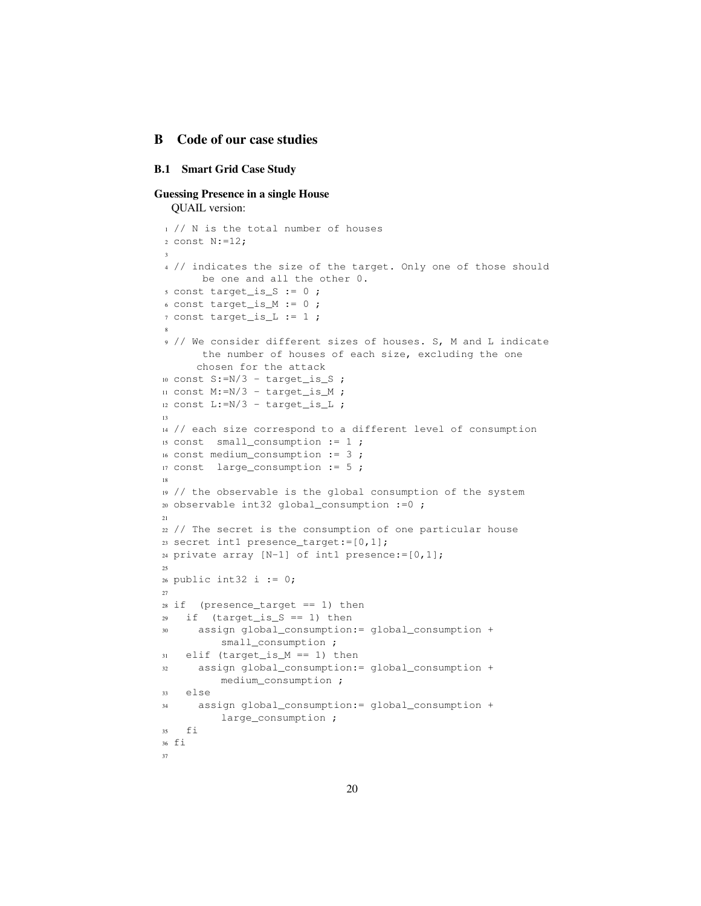## B Code of our case studies

### B.1 Smart Grid Case Study

**Guessing Presence in a single House**

QUAIL version:

```
// N is the total number of houses
const N:=12;

// indicates the size of the target. Only one of those should be one and all the other 0.
const target_is_S := 0 ;
const target_is_M := 0 ;
const target_is_L := 1 ;

// We consider different sizes of houses. S, M and L indicate the number of houses of each size, excluding the one chosen for the attack
const S:=N/3 - target_is_S ;
const M:=N/3 - target_is_M ;
const L:=N/3 - target_is_L ;

// each size correspond to a different level of consumption
const  small_consumption := 1 ;
const medium_consumption := 3 ;
const  large_consumption := 5 ;

// the observable is the global consumption of the system
observable int32 global_consumption :=0 ;

// The secret is the consumption of one particular house
secret int1 presence_target:=[0,1];
private array [N-1] of int1 presence:=[0,1];

public int32 i := 0;

if  (presence_target == 1) then
  if  (target_is_S == 1) then
    assign global_consumption:= global_consumption +
        small_consumption ;
  elif (target_is_M == 1) then
    assign global_consumption:= global_consumption +
        medium_consumption ;
  else
    assign global_consumption:= global_consumption +
        large_consumption ;
  fi
fi

```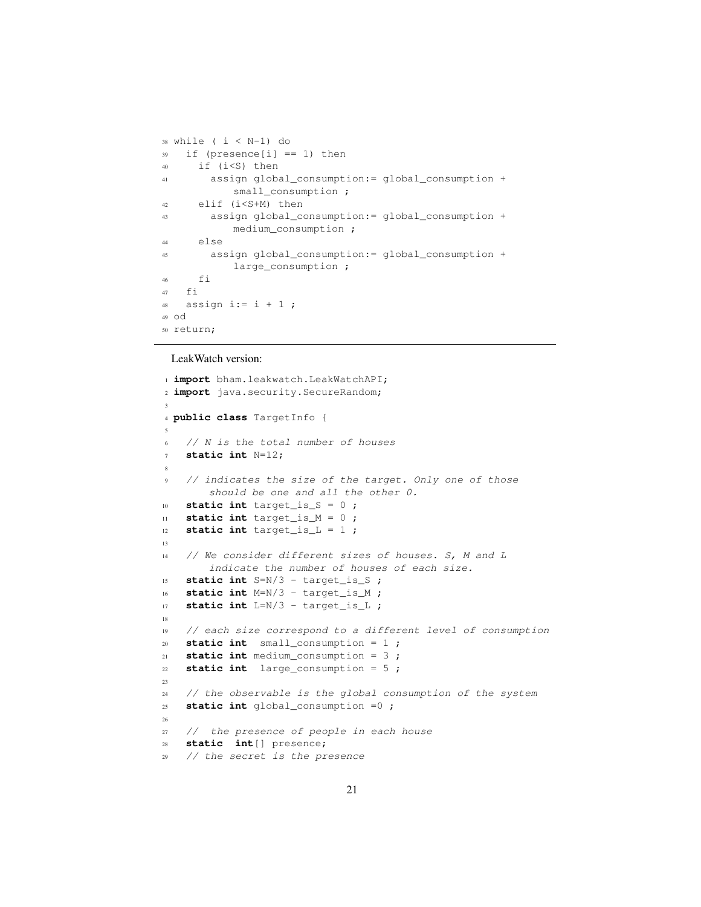```
38 while ( i < N-1) do
39   if (presence[i] == 1) then
40     if (i<S) then
41       assign global_consumption:= global_consumption +
             small_consumption ;
42     elif (i<S+M) then
43       assign global_consumption:= global_consumption +
             medium_consumption ;
44     else
45       assign global_consumption:= global_consumption +
             large_consumption ;
46     fi
47   fi
48   assign i:= i + 1 ;
49 od
50 return;
```

LeakWatch version:

```
1 import bham.leakwatch.LeakWatchAPI;
2 import java.security.SecureRandom;
3
4 public class TargetInfo {
5
6   // N is the total number of houses
7   static int N=12;
8
9   // indicates the size of the target. Only one of those
       should be one and all the other 0.
10  static int target_is_S = 0 ;
11  static int target_is_M = 0 ;
12  static int target_is_L = 1 ;
13
14  // We consider different sizes of houses. S, M and L
       indicate the number of houses of each size.
15  static int S=N/3 - target_is_S ;
16  static int M=N/3 - target_is_M ;
17  static int L=N/3 - target_is_L ;
18
19  // each size correspond to a different level of consumption
20  static int  small_consumption = 1 ;
21  static int medium_consumption = 3 ;
22  static int  large_consumption = 5 ;
23
24  // the observable is the global consumption of the system
25  static int global_consumption =0 ;
26
27  //  the presence of people in each house
28  static  int[] presence;
29  // the secret is the presence
```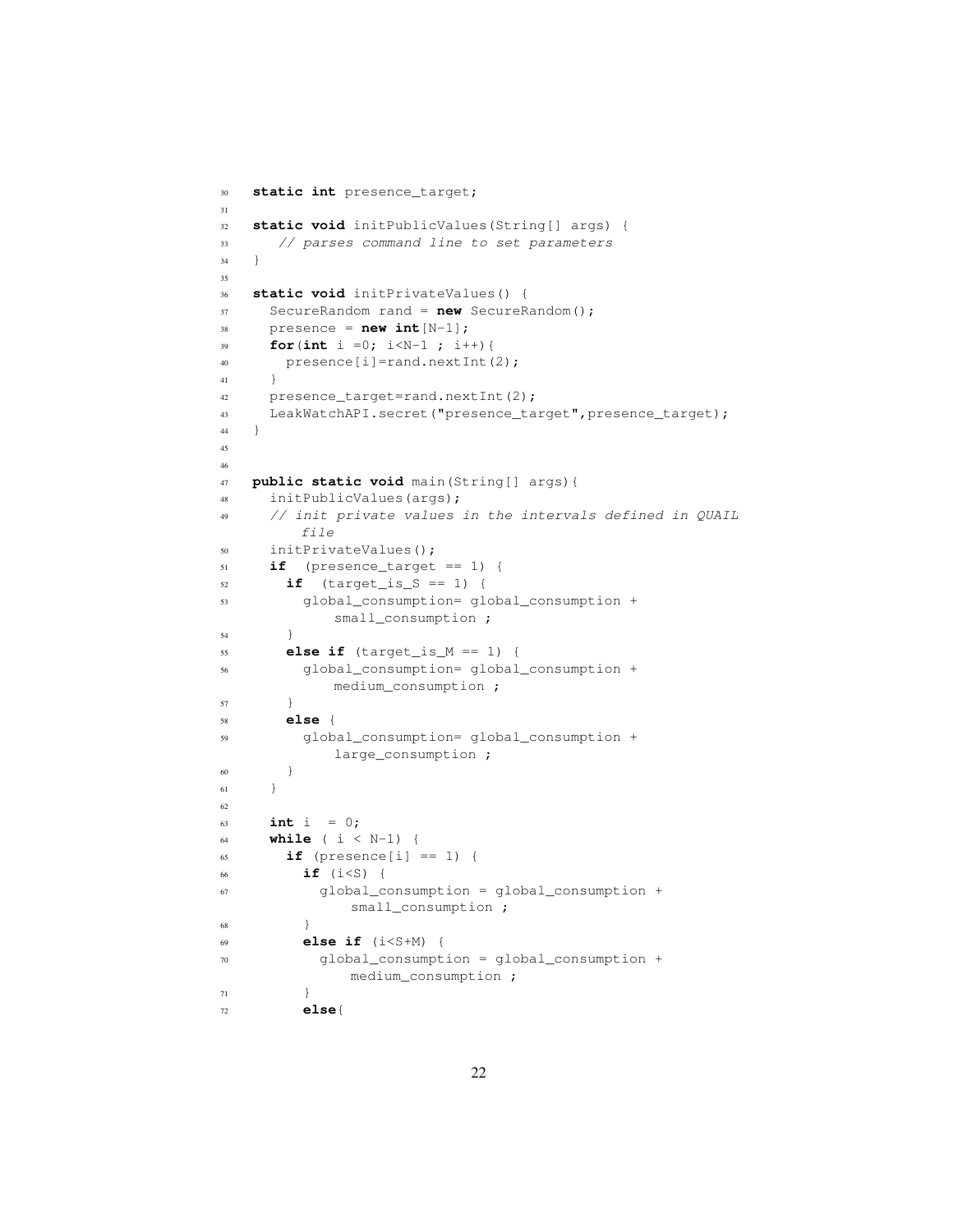```java
30  static int presence_target;
31
32  static void initPublicValues(String[] args) {
33     // parses command line to set parameters
34  }
35
36  static void initPrivateValues() {
37    SecureRandom rand = new SecureRandom();
38    presence = new int[N-1];
39    for(int i =0; i<N-1 ; i++){
40      presence[i]=rand.nextInt(2);
41    }
42    presence_target=rand.nextInt(2);
43    LeakWatchAPI.secret("presence_target",presence_target);
44  }
45
46
47  public static void main(String[] args){
48    initPublicValues(args);
49    // init private values in the intervals defined in QUAIL
        file
50    initPrivateValues();
51    if  (presence_target == 1) {
52      if  (target_is_S == 1) {
53        global_consumption= global_consumption +
            small_consumption ;
54      }
55      else if (target_is_M == 1) {
56        global_consumption= global_consumption +
            medium_consumption ;
57      }
58      else {
59        global_consumption= global_consumption +
            large_consumption ;
60      }
61    }
62
63    int i  = 0;
64    while ( i < N-1) {
65      if (presence[i] == 1) {
66        if (i<S) {
67          global_consumption = global_consumption +
              small_consumption ;
68        }
69        else if (i<S+M) {
70          global_consumption = global_consumption +
              medium_consumption ;
71        }
72        else{
```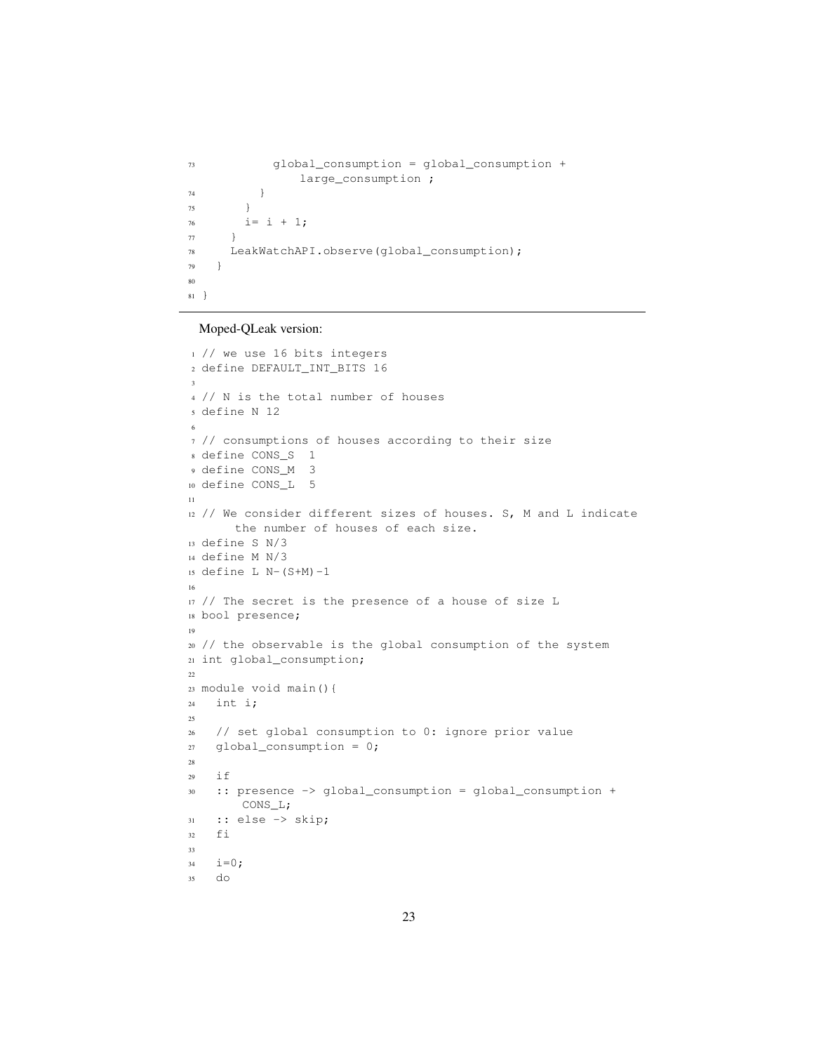```
73            global_consumption = global_consumption +
                  large_consumption ;
74          }
75        }
76        i= i + 1;
77      }
78      LeakWatchAPI.observe(global_consumption);
79    }
80
81  }
```

Moped-QLeak version:

```
1 // we use 16 bits integers
2 define DEFAULT_INT_BITS 16
3
4 // N is the total number of houses
5 define N 12
6
7 // consumptions of houses according to their size
8 define CONS_S  1
9 define CONS_M  3
10 define CONS_L  5
11
12 // We consider different sizes of houses. S, M and L indicate
      the number of houses of each size.
13 define S N/3
14 define M N/3
15 define L N-(S+M)-1
16
17 // The secret is the presence of a house of size L
18 bool presence;
19
20 // the observable is the global consumption of the system
21 int global_consumption;
22
23 module void main(){
24   int i;
25
26   // set global consumption to 0: ignore prior value
27   global_consumption = 0;
28
29   if
30   :: presence -> global_consumption = global_consumption +
       CONS_L;
31   :: else -> skip;
32   fi
33
34   i=0;
35   do
```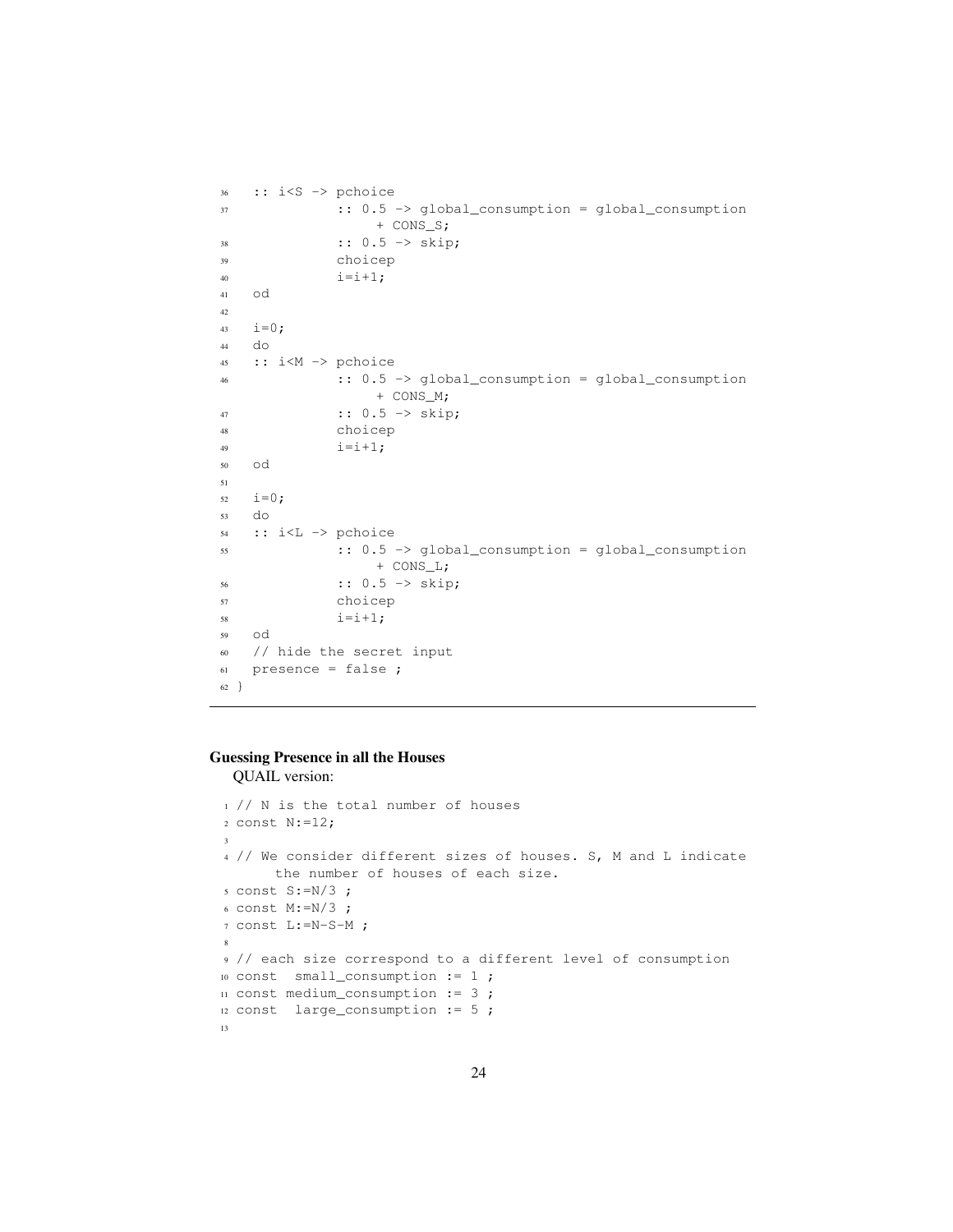```
36   :: i<S -> pchoice
37             :: 0.5 -> global_consumption = global_consumption
                   + CONS_S;
38             :: 0.5 -> skip;
39             choicep
40             i=i+1;
41   od
42
43   i=0;
44   do
45   :: i<M -> pchoice
46             :: 0.5 -> global_consumption = global_consumption
                   + CONS_M;
47             :: 0.5 -> skip;
48             choicep
49             i=i+1;
50   od
51
52   i=0;
53   do
54   :: i<L -> pchoice
55             :: 0.5 -> global_consumption = global_consumption
                   + CONS_L;
56             :: 0.5 -> skip;
57             choicep
58             i=i+1;
59   od
60   // hide the secret input
61   presence = false ;
62 }
```

**Guessing Presence in all the Houses**

QUAIL version:

```
1 // N is the total number of houses
2 const N:=12;
3
4 // We consider different sizes of houses. S, M and L indicate
     the number of houses of each size.
5 const S:=N/3 ;
6 const M:=N/3 ;
7 const L:=N-S-M ;
8
9 // each size correspond to a different level of consumption
10 const  small_consumption := 1 ;
11 const medium_consumption := 3 ;
12 const  large_consumption := 5 ;
13
```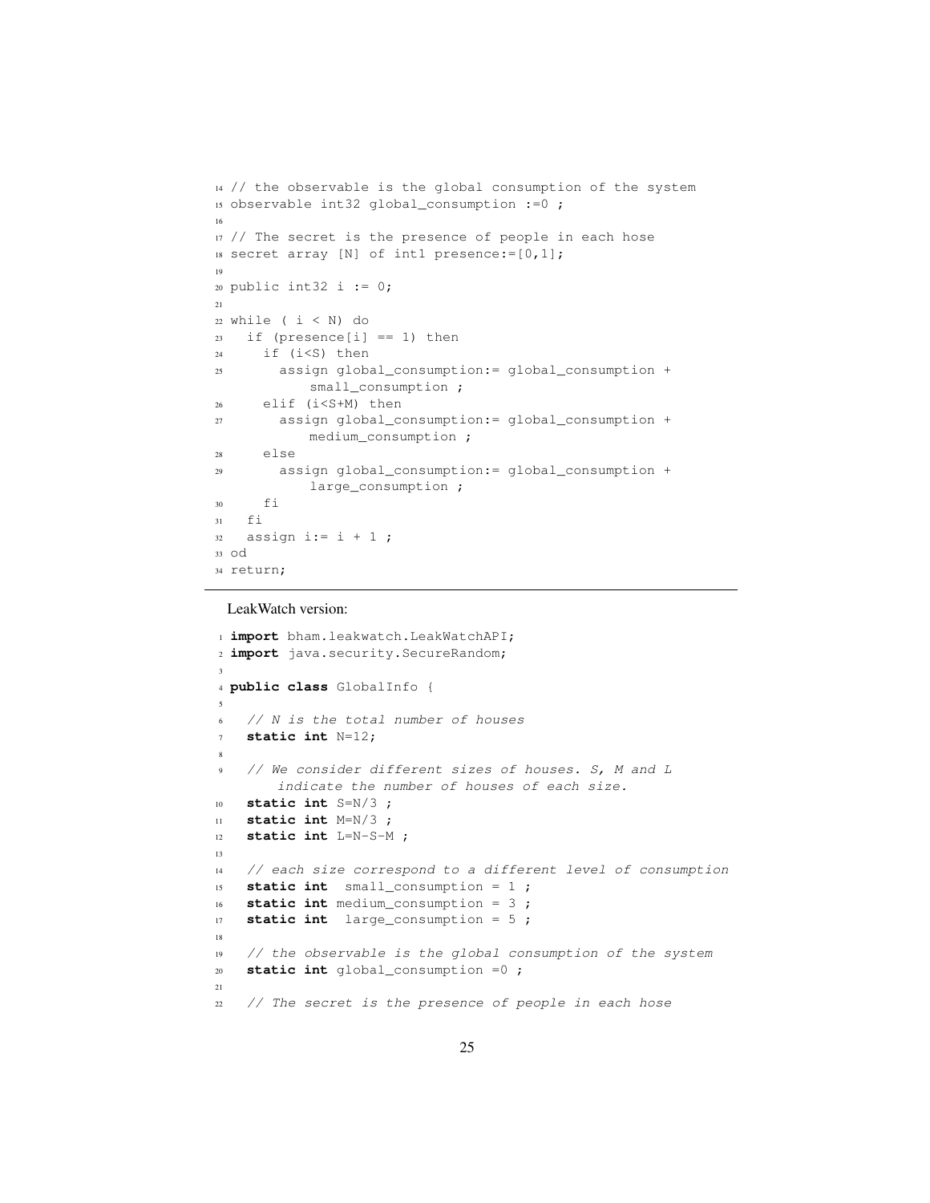```
14 // the observable is the global consumption of the system
15 observable int32 global_consumption :=0 ;
16
17 // The secret is the presence of people in each hose
18 secret array [N] of int1 presence:=[0,1];
19
20 public int32 i := 0;
21
22 while ( i < N) do
23   if (presence[i] == 1) then
24     if (i<S) then
25       assign global_consumption:= global_consumption +
             small_consumption ;
26     elif (i<S+M) then
27       assign global_consumption:= global_consumption +
             medium_consumption ;
28     else
29       assign global_consumption:= global_consumption +
             large_consumption ;
30     fi
31   fi
32   assign i:= i + 1 ;
33 od
34 return;
```

LeakWatch version:

```
1 import bham.leakwatch.LeakWatchAPI;
2 import java.security.SecureRandom;
3
4 public class GlobalInfo {
5
6   // N is the total number of houses
7   static int N=12;
8
9   // We consider different sizes of houses. S, M and L
        indicate the number of houses of each size.
10  static int S=N/3 ;
11  static int M=N/3 ;
12  static int L=N-S-M ;
13
14  // each size correspond to a different level of consumption
15  static int  small_consumption = 1 ;
16  static int medium_consumption = 3 ;
17  static int  large_consumption = 5 ;
18
19  // the observable is the global consumption of the system
20  static int global_consumption =0 ;
21
22  // The secret is the presence of people in each hose
```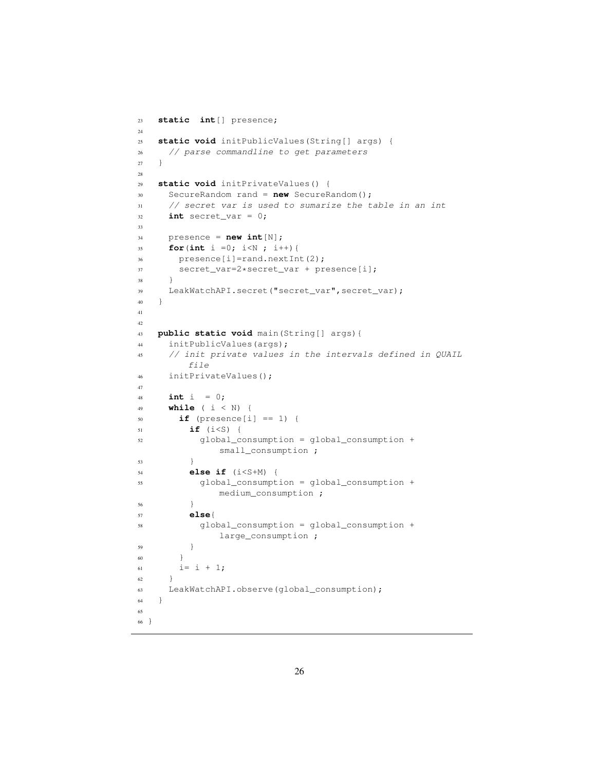```java
23   static  int[] presence;
24
25   static void initPublicValues(String[] args) {
26     // parse commandline to get parameters
27   }
28
29   static void initPrivateValues() {
30     SecureRandom rand = new SecureRandom();
31     // secret var is used to sumarize the table in an int
32     int secret_var = 0;
33
34     presence = new int[N];
35     for(int i =0; i<N ; i++){
36       presence[i]=rand.nextInt(2);
37       secret_var=2*secret_var + presence[i];
38     }
39     LeakWatchAPI.secret("secret_var",secret_var);
40   }
41
42
43   public static void main(String[] args){
44     initPublicValues(args);
45     // init private values in the intervals defined in QUAIL
           file
46     initPrivateValues();
47
48     int i  = 0;
49     while ( i < N) {
50       if (presence[i] == 1) {
51         if (i<S) {
52           global_consumption = global_consumption +
                 small_consumption ;
53         }
54         else if (i<S+M) {
55           global_consumption = global_consumption +
                 medium_consumption ;
56         }
57         else{
58           global_consumption = global_consumption +
                 large_consumption ;
59         }
60       }
61       i= i + 1;
62     }
63     LeakWatchAPI.observe(global_consumption);
64   }
65
66 }
```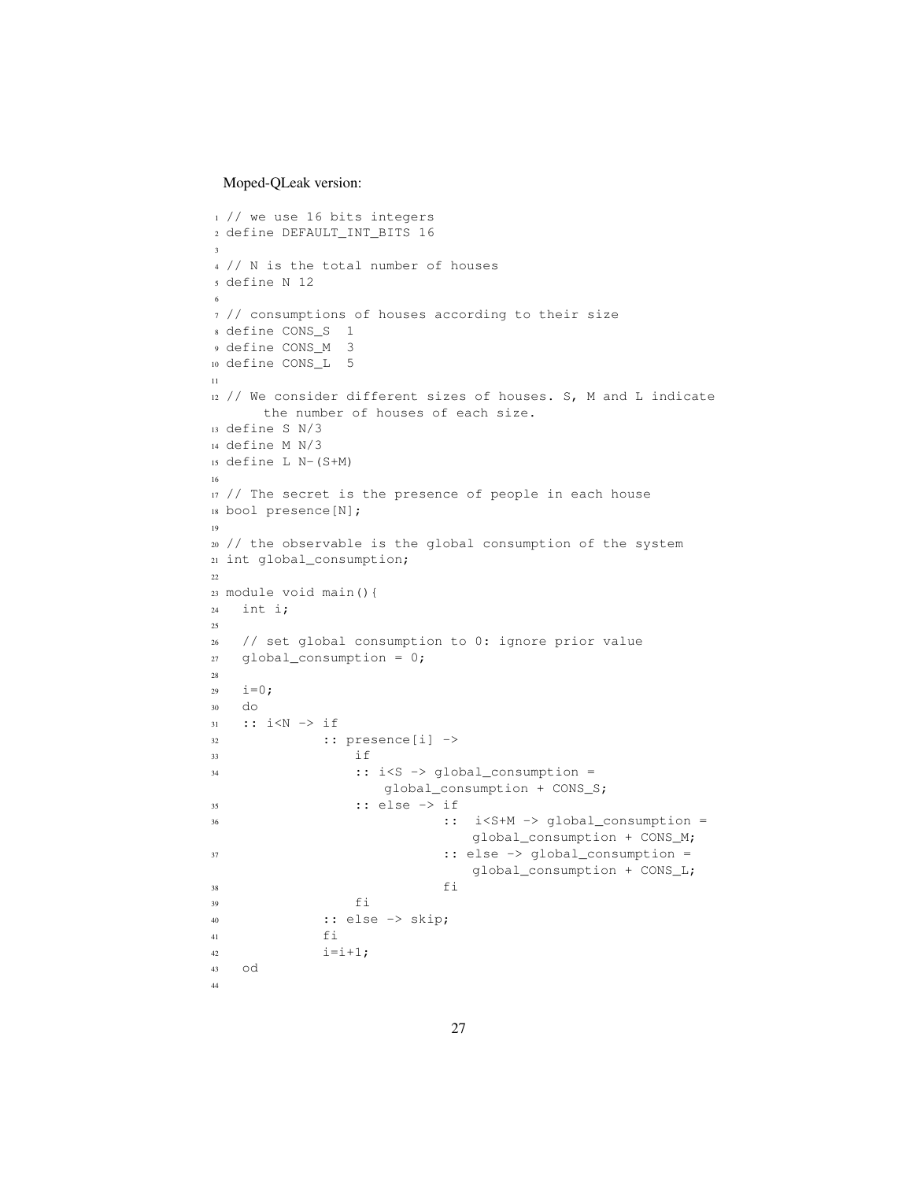Moped-QLeak version:

```
// we use 16 bits integers
define DEFAULT_INT_BITS 16

// N is the total number of houses
define N 12

// consumptions of houses according to their size
define CONS_S  1
define CONS_M  3
define CONS_L  5

// We consider different sizes of houses. S, M and L indicate
     the number of houses of each size.
define S N/3
define M N/3
define L N-(S+M)

// The secret is the presence of people in each house
bool presence[N];

// the observable is the global consumption of the system
int global_consumption;

module void main(){
  int i;

  // set global consumption to 0: ignore prior value
  global_consumption = 0;

  i=0;
  do
  :: i<N -> if
            :: presence[i] ->
                if
                :: i<S -> global_consumption =
                    global_consumption + CONS_S;
                :: else -> if
                           ::  i<S+M -> global_consumption =
                               global_consumption + CONS_M;
                           :: else -> global_consumption =
                               global_consumption + CONS_L;
                           fi
                fi
            :: else -> skip;
            fi
            i=i+1;
  od

```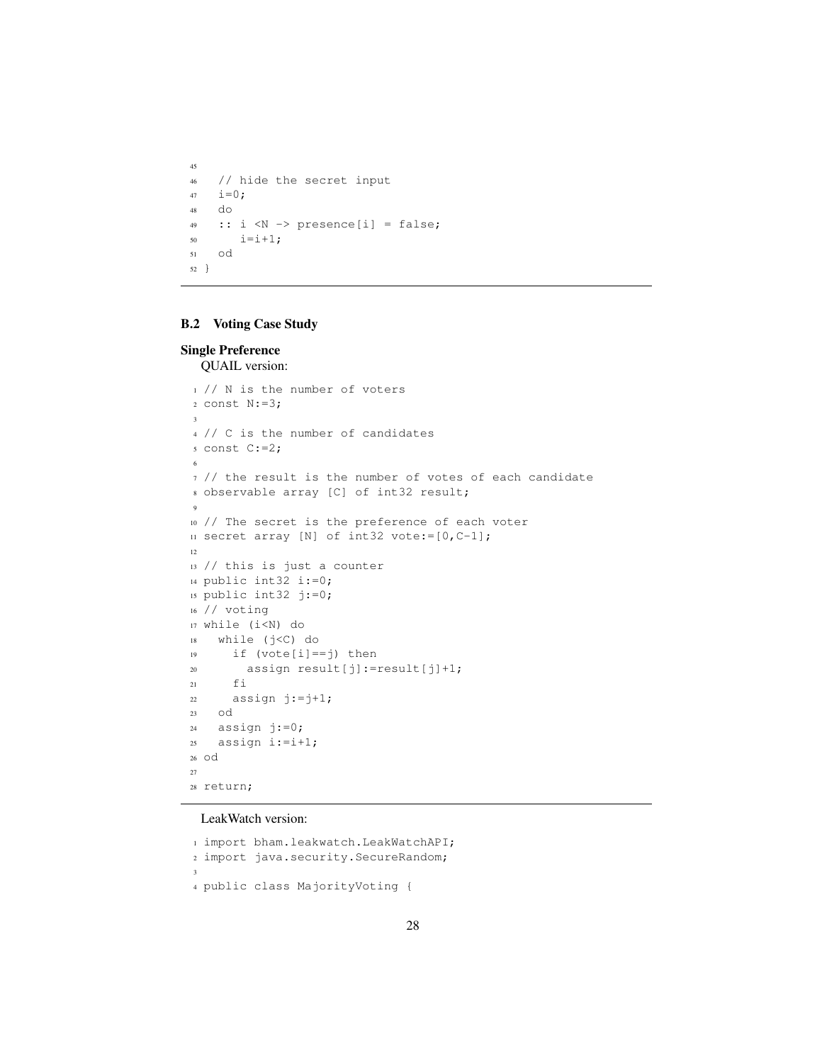```
45
46   // hide the secret input
47   i=0;
48   do
49   :: i <N -> presence[i] = false;
50       i=i+1;
51   od
52 }
```

### B.2 Voting Case Study

#### Single Preference

QUAIL version:

```
1 // N is the number of voters
2 const N:=3;
3
4 // C is the number of candidates
5 const C:=2;
6
7 // the result is the number of votes of each candidate
8 observable array [C] of int32 result;
9
10 // The secret is the preference of each voter
11 secret array [N] of int32 vote:=[0,C-1];
12
13 // this is just a counter
14 public int32 i:=0;
15 public int32 j:=0;
16 // voting
17 while (i<N) do
18   while (j<C) do
19     if (vote[i]==j) then
20       assign result[j]:=result[j]+1;
21     fi
22     assign j:=j+1;
23   od
24   assign j:=0;
25   assign i:=i+1;
26 od
27
28 return;
```

LeakWatch version:

```
1 import bham.leakwatch.LeakWatchAPI;
2 import java.security.SecureRandom;
3
4 public class MajorityVoting {
```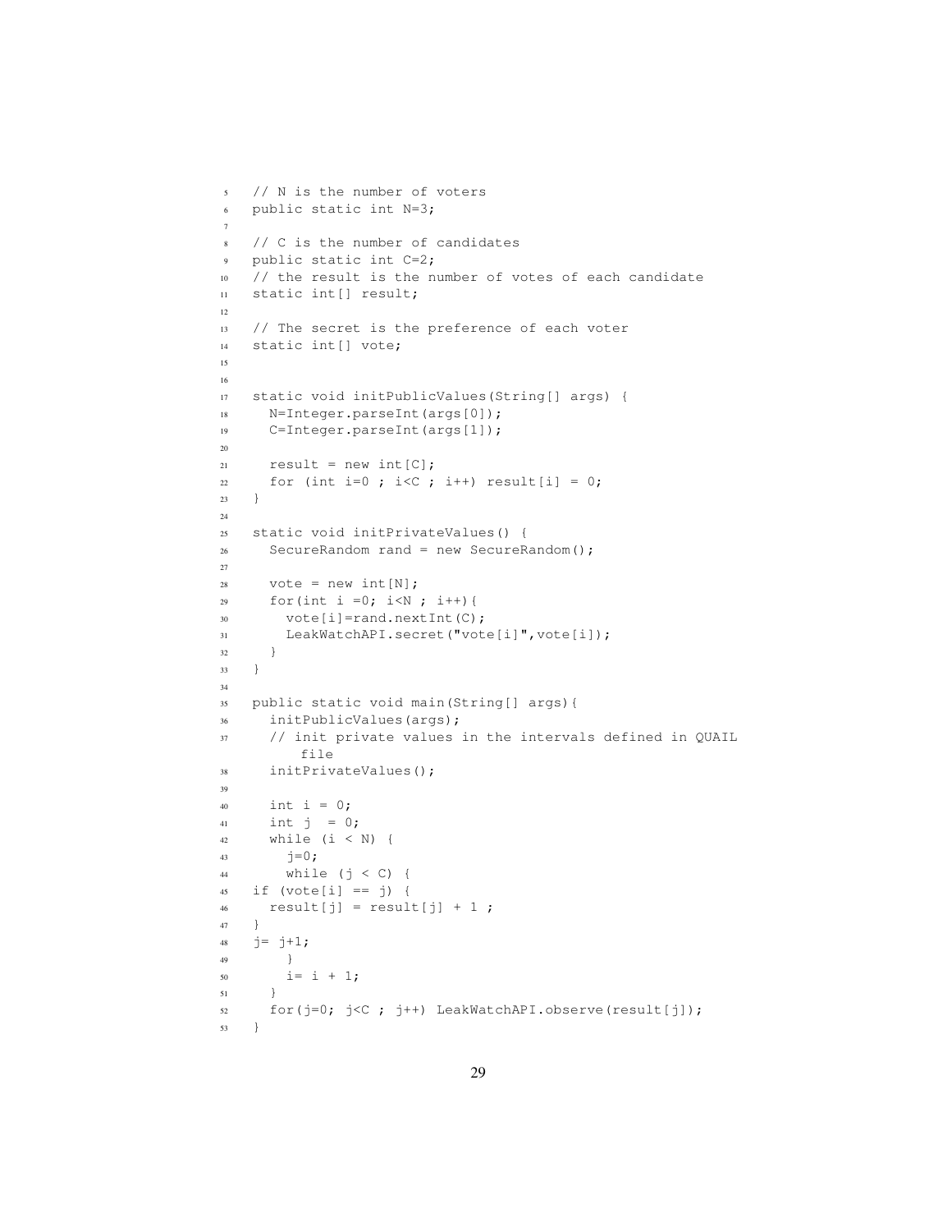```
5   // N is the number of voters
6   public static int N=3;
7
8   // C is the number of candidates
9   public static int C=2;
10  // the result is the number of votes of each candidate
11  static int[] result;
12
13  // The secret is the preference of each voter
14  static int[] vote;
15
16
17  static void initPublicValues(String[] args) {
18    N=Integer.parseInt(args[0]);
19    C=Integer.parseInt(args[1]);
20
21    result = new int[C];
22    for (int i=0 ; i<C ; i++) result[i] = 0;
23  }
24
25  static void initPrivateValues() {
26    SecureRandom rand = new SecureRandom();
27
28    vote = new int[N];
29    for(int i =0; i<N ; i++){
30      vote[i]=rand.nextInt(C);
31      LeakWatchAPI.secret("vote[i]",vote[i]);
32    }
33  }
34
35  public static void main(String[] args){
36    initPublicValues(args);
37    // init private values in the intervals defined in QUAIL
        file
38    initPrivateValues();
39
40    int i = 0;
41    int j  = 0;
42    while (i < N) {
43      j=0;
44      while (j < C) {
45  if (vote[i] == j) {
46    result[j] = result[j] + 1 ;
47  }
48  j= j+1;
49      }
50      i= i + 1;
51    }
52    for(j=0; j<C ; j++) LeakWatchAPI.observe(result[j]);
53  }
```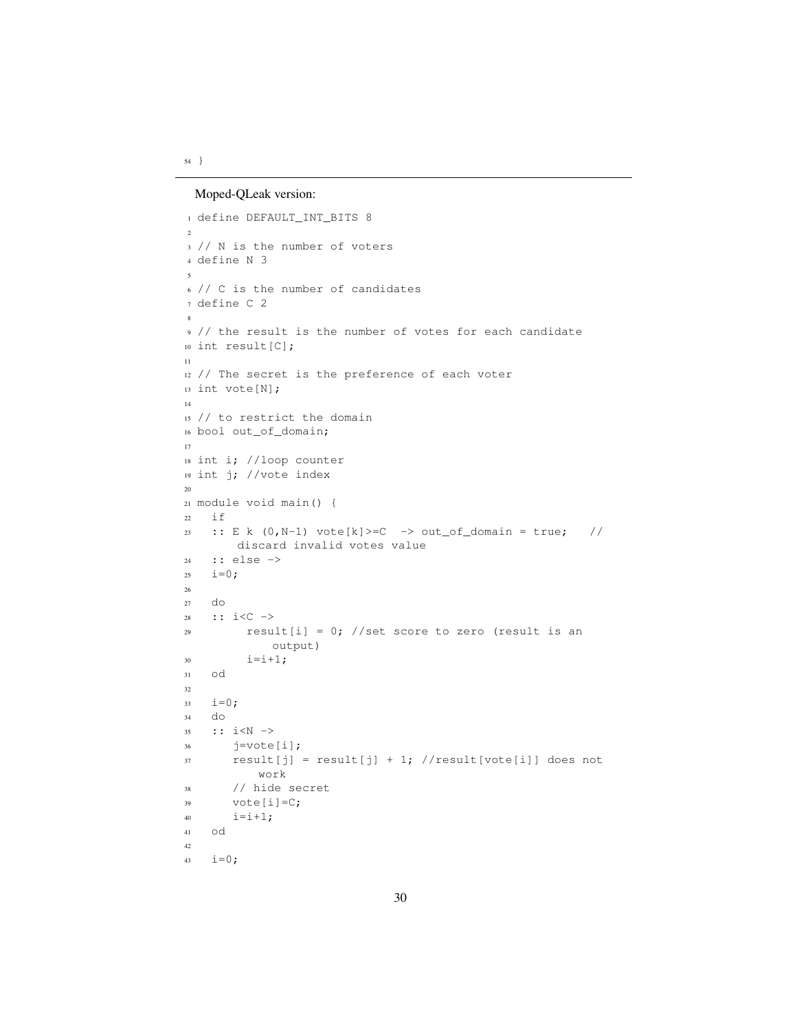```
54 }
```

Moped-QLeak version:

```
define DEFAULT_INT_BITS 8

// N is the number of voters
define N 3

// C is the number of candidates
define C 2

// the result is the number of votes for each candidate
int result[C];

// The secret is the preference of each voter
int vote[N];

// to restrict the domain
bool out_of_domain;

int i; //loop counter
int j; //vote index

module void main() {
  if
  :: E k (0,N-1) vote[k]>=C  -> out_of_domain = true;   //
      discard invalid votes value
  :: else ->
  i=0;

  do
  :: i<C ->
       result[i] = 0; //set score to zero (result is an
           output)
       i=i+1;
  od

  i=0;
  do
  :: i<N ->
     j=vote[i];
     result[j] = result[j] + 1; //result[vote[i]] does not
         work
     // hide secret
     vote[i]=C;
     i=i+1;
  od

  i=0;
```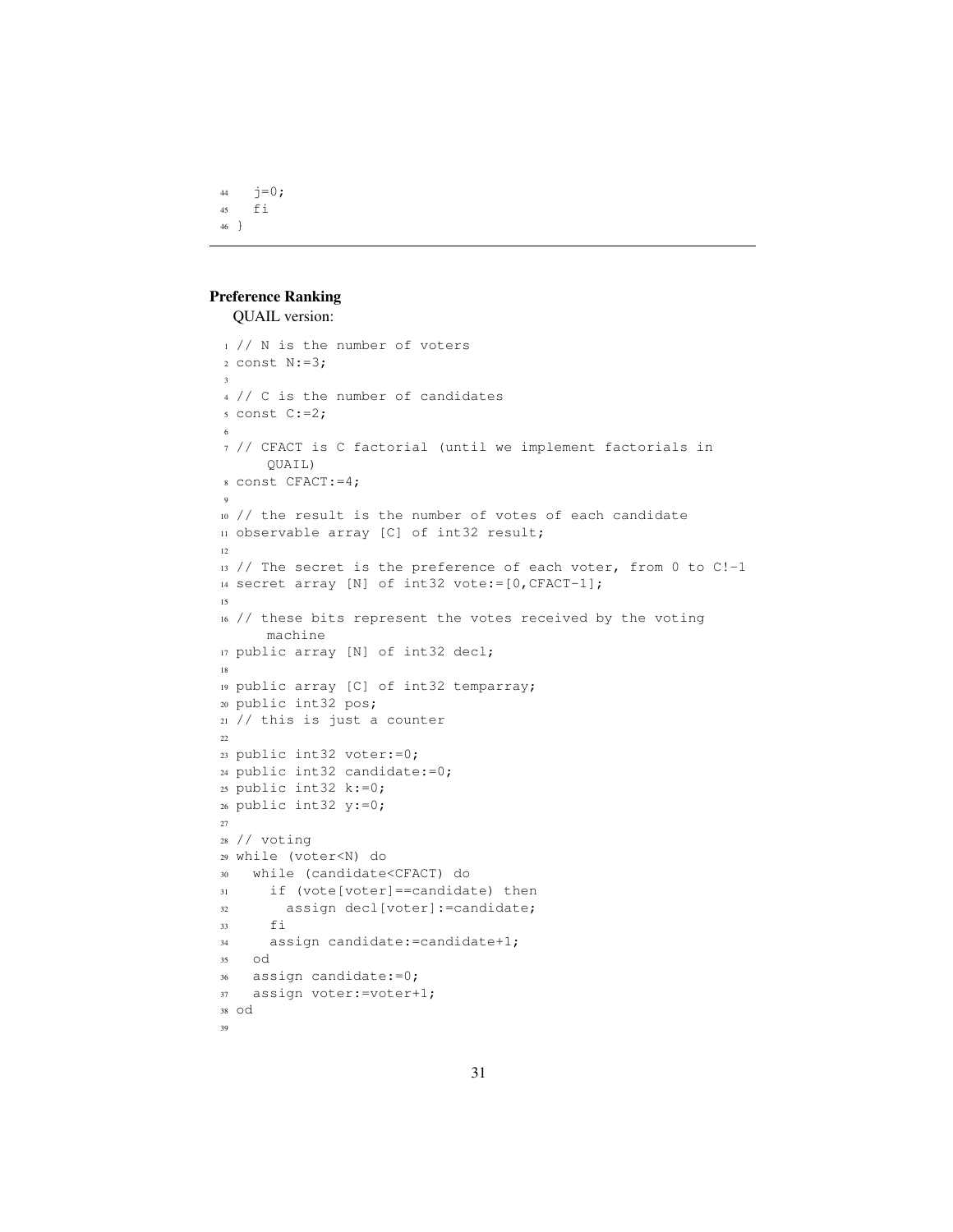```
44   j=0;
45   fi
46 }
```

**Preference Ranking**

QUAIL version:

```
1 // N is the number of voters
2 const N:=3;
3
4 // C is the number of candidates
5 const C:=2;
6
7 // CFACT is C factorial (until we implement factorials in
     QUAIL)
8 const CFACT:=4;
9
10 // the result is the number of votes of each candidate
11 observable array [C] of int32 result;
12
13 // The secret is the preference of each voter, from 0 to C!-1
14 secret array [N] of int32 vote:=[0,CFACT-1];
15
16 // these bits represent the votes received by the voting
     machine
17 public array [N] of int32 decl;
18
19 public array [C] of int32 temparray;
20 public int32 pos;
21 // this is just a counter
22
23 public int32 voter:=0;
24 public int32 candidate:=0;
25 public int32 k:=0;
26 public int32 y:=0;
27
28 // voting
29 while (voter<N) do
30   while (candidate<CFACT) do
31     if (vote[voter]==candidate) then
32       assign decl[voter]:=candidate;
33     fi
34     assign candidate:=candidate+1;
35   od
36   assign candidate:=0;
37   assign voter:=voter+1;
38 od
39
```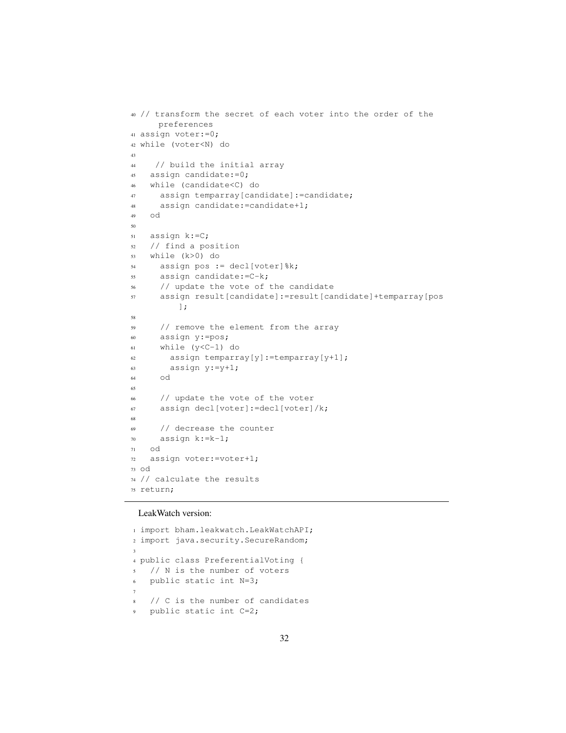```
40 // transform the secret of each voter into the order of the
       preferences
41 assign voter:=0;
42 while (voter<N) do
43
44    // build the initial array
45   assign candidate:=0;
46   while (candidate<C) do
47     assign temparray[candidate]:=candidate;
48     assign candidate:=candidate+1;
49   od
50
51   assign k:=C;
52   // find a position
53   while (k>0) do
54     assign pos := decl[voter]%k;
55     assign candidate:=C-k;
56     // update the vote of the candidate
57     assign result[candidate]:=result[candidate]+temparray[pos
           ];
58
59     // remove the element from the array
60     assign y:=pos;
61     while (y<C-1) do
62       assign temparray[y]:=temparray[y+1];
63       assign y:=y+1;
64     od
65
66     // update the vote of the voter
67     assign decl[voter]:=decl[voter]/k;
68
69     // decrease the counter
70     assign k:=k-1;
71   od
72   assign voter:=voter+1;
73 od
74 // calculate the results
75 return;
```

LeakWatch version:

```
1 import bham.leakwatch.LeakWatchAPI;
2 import java.security.SecureRandom;
3
4 public class PreferentialVoting {
5   // N is the number of voters
6   public static int N=3;
7
8   // C is the number of candidates
9   public static int C=2;
```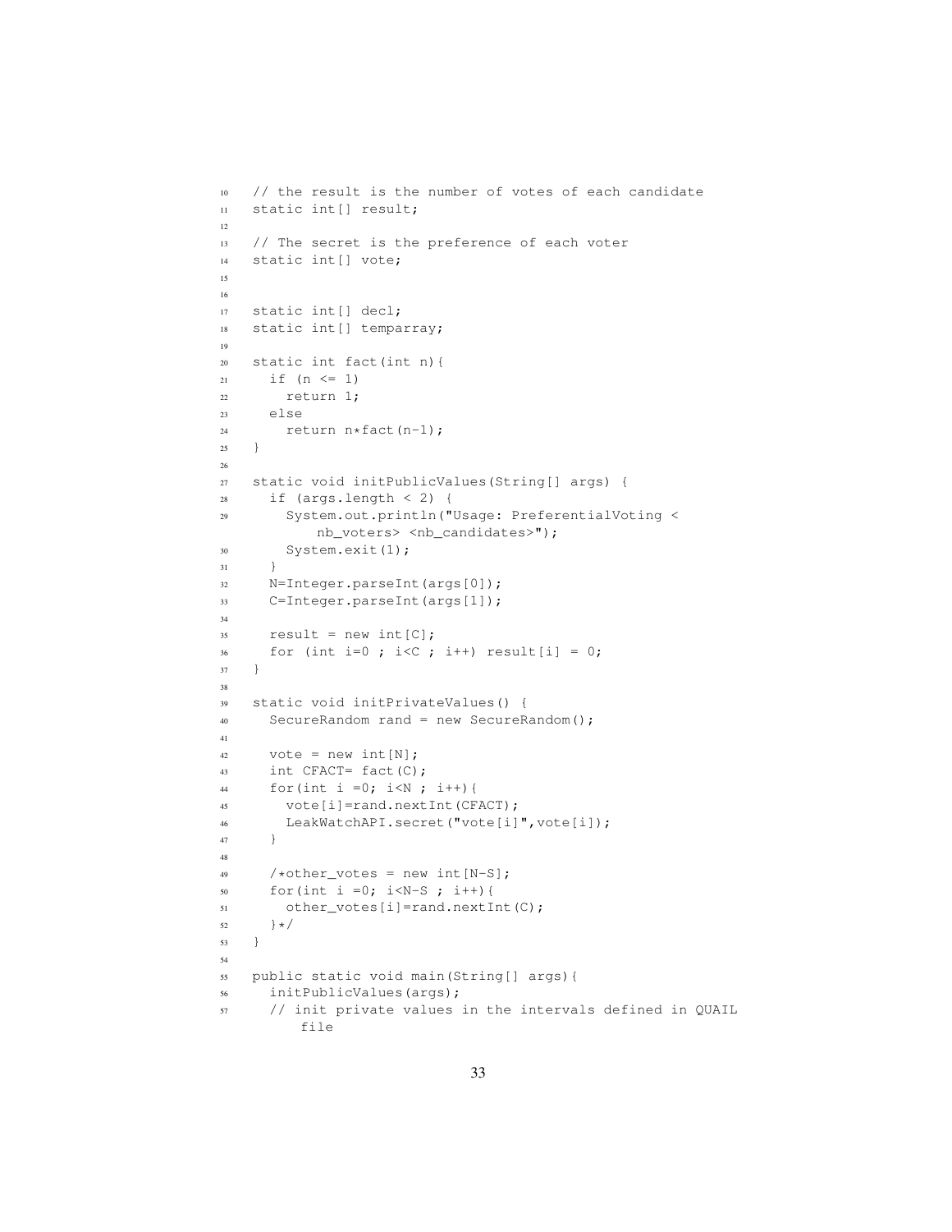```
10   // the result is the number of votes of each candidate
11   static int[] result;
12
13   // The secret is the preference of each voter
14   static int[] vote;
15
16
17   static int[] decl;
18   static int[] temparray;
19
20   static int fact(int n){
21     if (n <= 1)
22       return 1;
23     else
24       return n*fact(n-1);
25   }
26
27   static void initPublicValues(String[] args) {
28     if (args.length < 2) {
29       System.out.println("Usage: PreferentialVoting <
           nb_voters> <nb_candidates>");
30       System.exit(1);
31     }
32     N=Integer.parseInt(args[0]);
33     C=Integer.parseInt(args[1]);
34
35     result = new int[C];
36     for (int i=0 ; i<C ; i++) result[i] = 0;
37   }
38
39   static void initPrivateValues() {
40     SecureRandom rand = new SecureRandom();
41
42     vote = new int[N];
43     int CFACT= fact(C);
44     for(int i =0; i<N ; i++){
45       vote[i]=rand.nextInt(CFACT);
46       LeakWatchAPI.secret("vote[i]",vote[i]);
47     }
48
49     /*other_votes = new int[N-S];
50     for(int i =0; i<N-S ; i++){
51       other_votes[i]=rand.nextInt(C);
52     }*/
53   }
54
55   public static void main(String[] args){
56     initPublicValues(args);
57     // init private values in the intervals defined in QUAIL
           file
```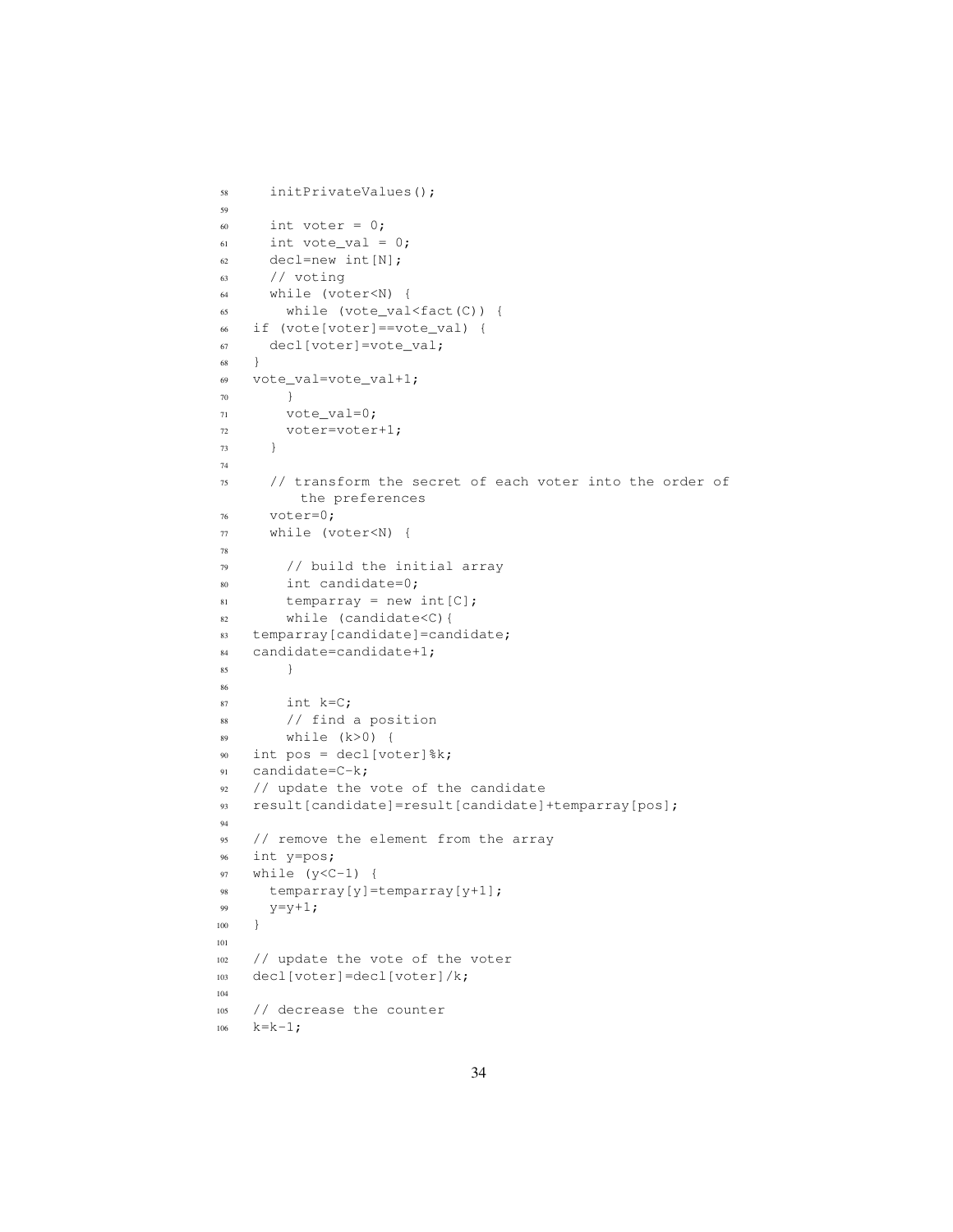```
58     initPrivateValues();
59
60     int voter = 0;
61     int vote_val = 0;
62     decl=new int[N];
63     // voting
64     while (voter<N) {
65       while (vote_val<fact(C)) {
66   if (vote[voter]==vote_val) {
67     decl[voter]=vote_val;
68   }
69   vote_val=vote_val+1;
70       }
71       vote_val=0;
72       voter=voter+1;
73     }
74
75     // transform the secret of each voter into the order of
           the preferences
76     voter=0;
77     while (voter<N) {
78
79       // build the initial array
80       int candidate=0;
81       temparray = new int[C];
82       while (candidate<C){
83   temparray[candidate]=candidate;
84   candidate=candidate+1;
85       }
86
87       int k=C;
88       // find a position
89       while (k>0) {
90   int pos = decl[voter]%k;
91   candidate=C-k;
92   // update the vote of the candidate
93   result[candidate]=result[candidate]+temparray[pos];
94
95   // remove the element from the array
96   int y=pos;
97   while (y<C-1) {
98     temparray[y]=temparray[y+1];
99     y=y+1;
100  }
101
102  // update the vote of the voter
103  decl[voter]=decl[voter]/k;
104
105  // decrease the counter
106  k=k-1;
```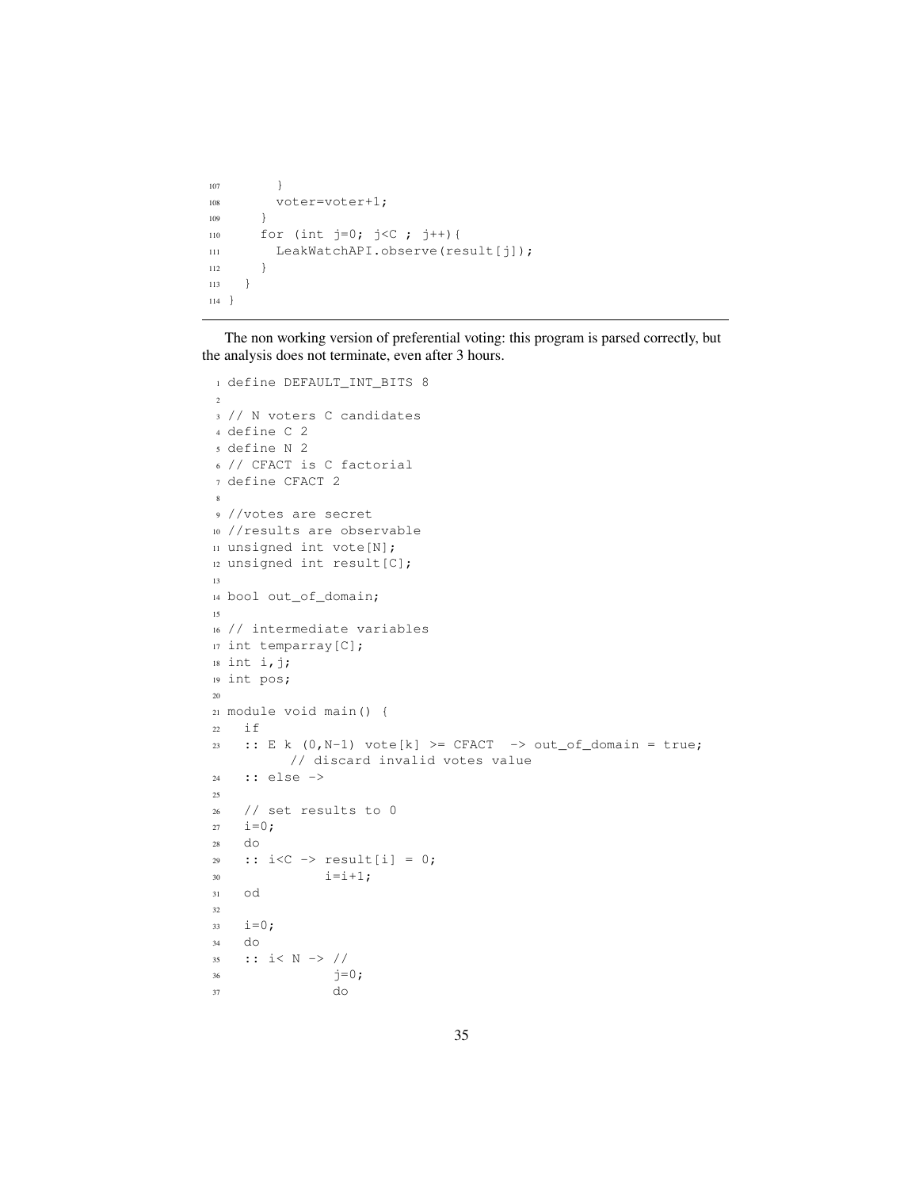```
107       }
108       voter=voter+1;
109     }
110     for (int j=0; j<C ; j++){
111       LeakWatchAPI.observe(result[j]);
112     }
113   }
114 }
```

The non working version of preferential voting: this program is parsed correctly, but the analysis does not terminate, even after 3 hours.

```
1 define DEFAULT_INT_BITS 8
2
3 // N voters C candidates
4 define C 2
5 define N 2
6 // CFACT is C factorial
7 define CFACT 2
8
9 //votes are secret
10 //results are observable
11 unsigned int vote[N];
12 unsigned int result[C];
13
14 bool out_of_domain;
15
16 // intermediate variables
17 int temparray[C];
18 int i,j;
19 int pos;
20
21 module void main() {
22   if
23   :: E k (0,N-1) vote[k] >= CFACT  -> out_of_domain = true;
        // discard invalid votes value
24   :: else ->
25
26   // set results to 0
27   i=0;
28   do
29   :: i<C -> result[i] = 0;
30             i=i+1;
31   od
32
33   i=0;
34   do
35   :: i< N -> //
36               j=0;
37               do
```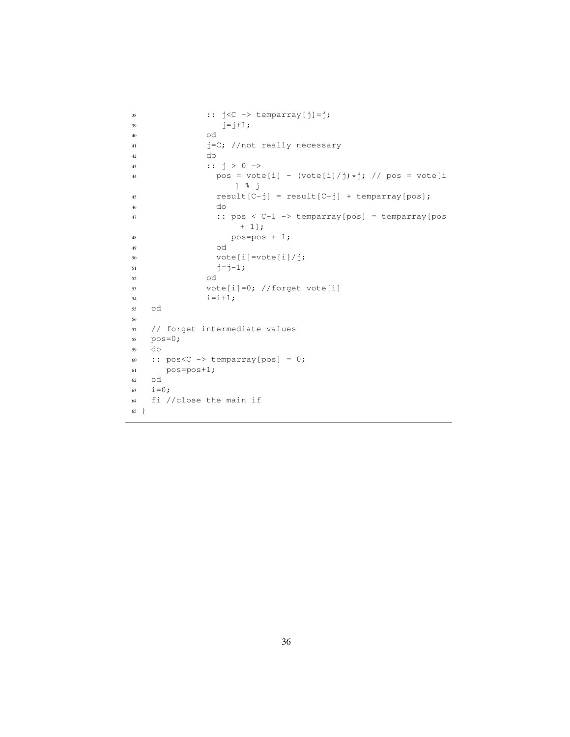```
38              :: j<C -> temparray[j]=j;
39                 j=j+1;
40              od
41              j=C; //not really necessary
42              do
43              :: j > 0 ->
44                pos = vote[i] - (vote[i]/j)*j; // pos = vote[i
                      ] % j
45                result[C-j] = result[C-j] + temparray[pos];
46                do
47                :: pos < C-1 -> temparray[pos] = temparray[pos
                       + 1];
48                   pos=pos + 1;
49                od
50                vote[i]=vote[i]/j;
51                j=j-1;
52              od
53              vote[i]=0; //forget vote[i]
54              i=i+1;
55    od
56
57    // forget intermediate values
58    pos=0;
59    do
60    :: pos<C -> temparray[pos] = 0;
61       pos=pos+1;
62    od
63    i=0;
64    fi //close the main if
65  }
```